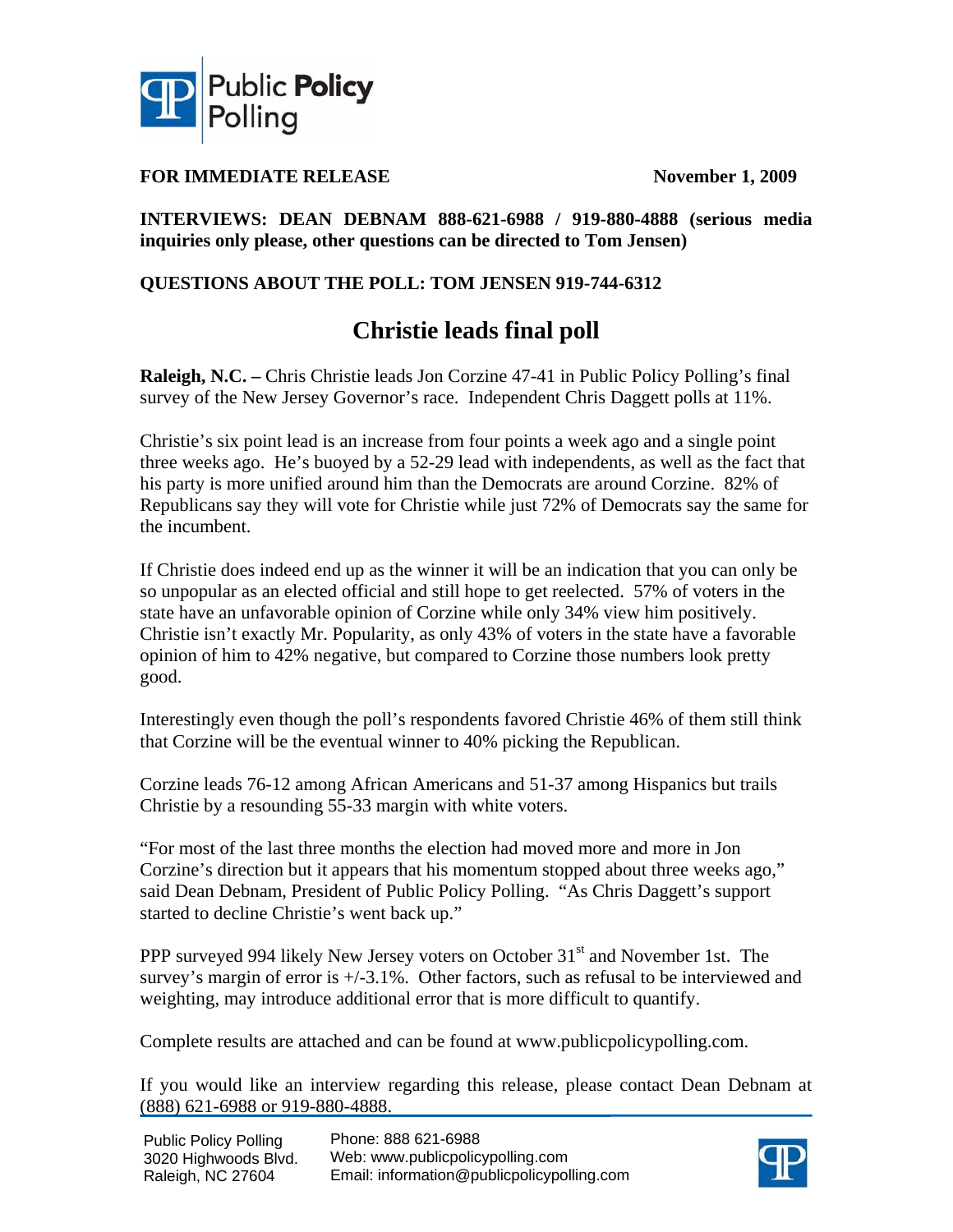Public Policy Polling

**FOR IMMEDIATE RELEASE** **November 1, 2009**

**INTERVIEWS: DEAN DEBNAM 888-621-6988 / 919-880-4888 (serious media inquiries only please, other questions can be directed to Tom Jensen)**

**QUESTIONS ABOUT THE POLL: TOM JENSEN 919-744-6312**

# Christie leads final poll

**Raleigh, N.C. –** Chris Christie leads Jon Corzine 47-41 in Public Policy Polling's final survey of the New Jersey Governor's race. Independent Chris Daggett polls at 11%.

Christie's six point lead is an increase from four points a week ago and a single point three weeks ago. He's buoyed by a 52-29 lead with independents, as well as the fact that his party is more unified around him than the Democrats are around Corzine. 82% of Republicans say they will vote for Christie while just 72% of Democrats say the same for the incumbent.

If Christie does indeed end up as the winner it will be an indication that you can only be so unpopular as an elected official and still hope to get reelected. 57% of voters in the state have an unfavorable opinion of Corzine while only 34% view him positively. Christie isn't exactly Mr. Popularity, as only 43% of voters in the state have a favorable opinion of him to 42% negative, but compared to Corzine those numbers look pretty good.

Interestingly even though the poll's respondents favored Christie 46% of them still think that Corzine will be the eventual winner to 40% picking the Republican.

Corzine leads 76-12 among African Americans and 51-37 among Hispanics but trails Christie by a resounding 55-33 margin with white voters.

"For most of the last three months the election had moved more and more in Jon Corzine's direction but it appears that his momentum stopped about three weeks ago," said Dean Debnam, President of Public Policy Polling. "As Chris Daggett's support started to decline Christie's went back up."

PPP surveyed 994 likely New Jersey voters on October 31st and November 1st. The survey's margin of error is +/-3.1%. Other factors, such as refusal to be interviewed and weighting, may introduce additional error that is more difficult to quantify.

Complete results are attached and can be found at www.publicpolicypolling.com.

If you would like an interview regarding this release, please contact Dean Debnam at (888) 621-6988 or 919-880-4888.

Public Policy Polling
3020 Highwoods Blvd.
Raleigh, NC 27604

Phone: 888 621-6988
Web: www.publicpolicypolling.com
Email: information@publicpolicypolling.com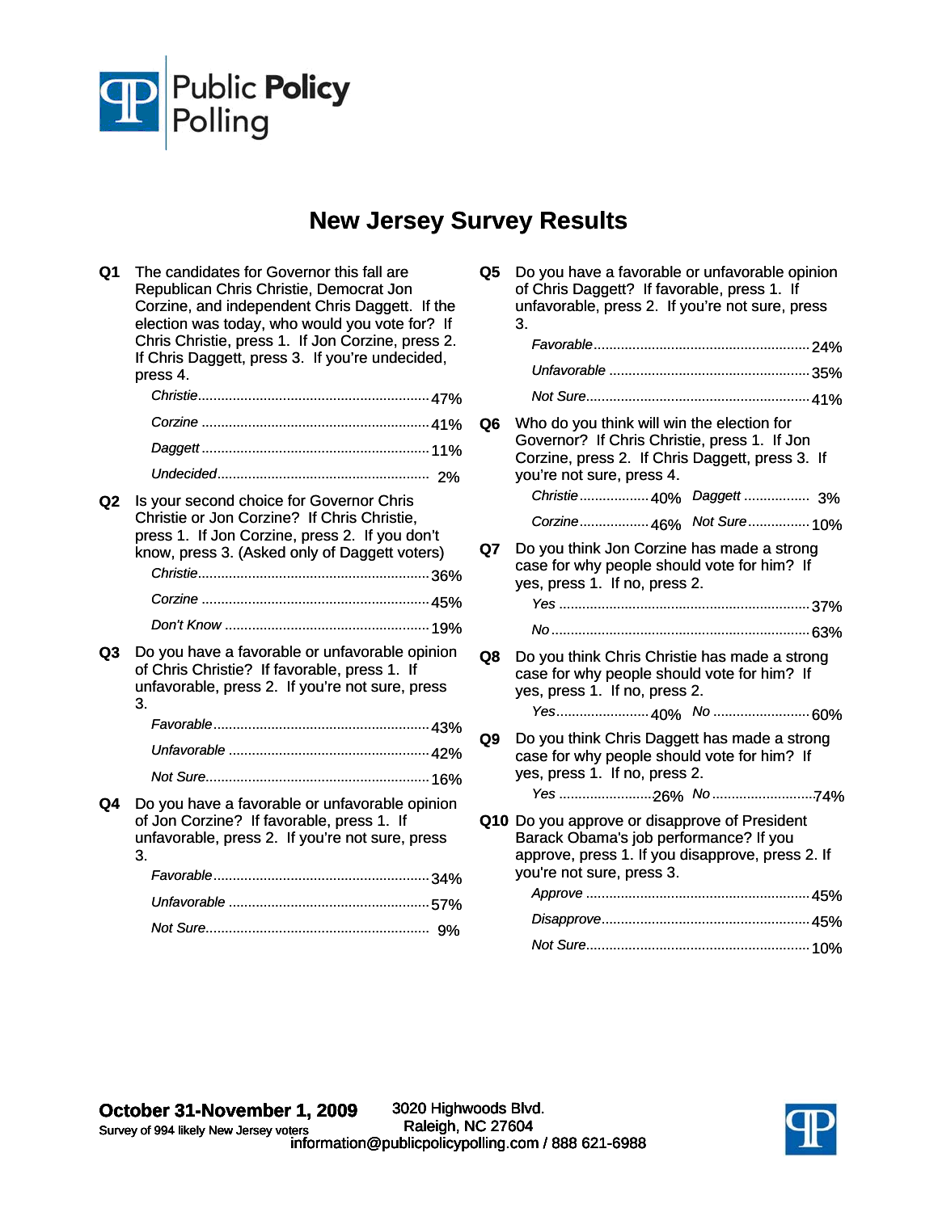Public Policy Polling

# New Jersey Survey Results

**Q1** The candidates for Governor this fall are Republican Chris Christie, Democrat Jon Corzine, and independent Chris Daggett. If the election was today, who would you vote for? If Chris Christie, press 1. If Jon Corzine, press 2. If Chris Daggett, press 3. If you're undecided, press 4.

| | |
|---|---|
| *Christie* | 47% |
| *Corzine* | 41% |
| *Daggett* | 11% |
| *Undecided* | 2% |

**Q2** Is your second choice for Governor Chris Christie or Jon Corzine? If Chris Christie, press 1. If Jon Corzine, press 2. If you don't know, press 3. (Asked only of Daggett voters)

| | |
|---|---|
| *Christie* | 36% |
| *Corzine* | 45% |
| *Don't Know* | 19% |

**Q3** Do you have a favorable or unfavorable opinion of Chris Christie? If favorable, press 1. If unfavorable, press 2. If you're not sure, press 3.

| | |
|---|---|
| *Favorable* | 43% |
| *Unfavorable* | 42% |
| *Not Sure* | 16% |

**Q4** Do you have a favorable or unfavorable opinion of Jon Corzine? If favorable, press 1. If unfavorable, press 2. If you're not sure, press 3.

| | |
|---|---|
| *Favorable* | 34% |
| *Unfavorable* | 57% |
| *Not Sure* | 9% |

**Q5** Do you have a favorable or unfavorable opinion of Chris Daggett? If favorable, press 1. If unfavorable, press 2. If you're not sure, press 3.

| | |
|---|---|
| *Favorable* | 24% |
| *Unfavorable* | 35% |
| *Not Sure* | 41% |

**Q6** Who do you think will win the election for Governor? If Chris Christie, press 1. If Jon Corzine, press 2. If Chris Daggett, press 3. If you're not sure, press 4.

| | | | |
|---|---|---|---|
| *Christie* | 40% | *Daggett* | 3% |
| *Corzine* | 46% | *Not Sure* | 10% |

**Q7** Do you think Jon Corzine has made a strong case for why people should vote for him? If yes, press 1. If no, press 2.

| | |
|---|---|
| *Yes* | 37% |
| *No* | 63% |

**Q8** Do you think Chris Christie has made a strong case for why people should vote for him? If yes, press 1. If no, press 2.

| | | | |
|---|---|---|---|
| *Yes* | 40% | *No* | 60% |

**Q9** Do you think Chris Daggett has made a strong case for why people should vote for him? If yes, press 1. If no, press 2.

| | | | |
|---|---|---|---|
| *Yes* | 26% | *No* | 74% |

**Q10** Do you approve or disapprove of President Barack Obama's job performance? If you approve, press 1. If you disapprove, press 2. If you're not sure, press 3.

| | |
|---|---|
| *Approve* | 45% |
| *Disapprove* | 45% |
| *Not Sure* | 10% |

**October 31-November 1, 2009**
Survey of 994 likely New Jersey voters

3020 Highwoods Blvd.
Raleigh, NC 27604
information@publicpolicypolling.com / 888 621-6988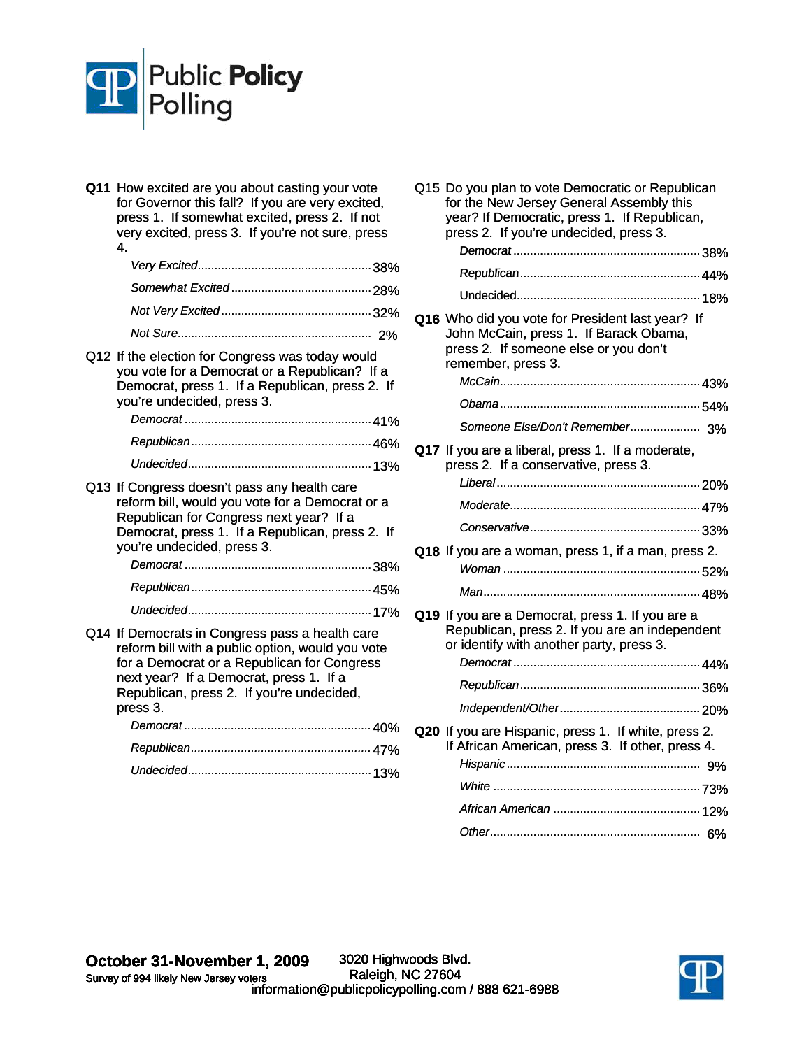**Q11** How excited are you about casting your vote for Governor this fall? If you are very excited, press 1. If somewhat excited, press 2. If not very excited, press 3. If you're not sure, press 4.

| | |
|---|---|
| *Very Excited* | 38% |
| *Somewhat Excited* | 28% |
| *Not Very Excited* | 32% |
| *Not Sure* | 2% |

**Q12** If the election for Congress was today would you vote for a Democrat or a Republican? If a Democrat, press 1. If a Republican, press 2. If you're undecided, press 3.

| | |
|---|---|
| *Democrat* | 41% |
| *Republican* | 46% |
| *Undecided* | 13% |

**Q13** If Congress doesn't pass any health care reform bill, would you vote for a Democrat or a Republican for Congress next year? If a Democrat, press 1. If a Republican, press 2. If you're undecided, press 3.

| | |
|---|---|
| *Democrat* | 38% |
| *Republican* | 45% |
| *Undecided* | 17% |

**Q14** If Democrats in Congress pass a health care reform bill with a public option, would you vote for a Democrat or a Republican for Congress next year? If a Democrat, press 1. If a Republican, press 2. If you're undecided, press 3.

| | |
|---|---|
| *Democrat* | 40% |
| *Republican* | 47% |
| *Undecided* | 13% |

**Q15** Do you plan to vote Democratic or Republican for the New Jersey General Assembly this year? If Democratic, press 1. If Republican, press 2. If you're undecided, press 3.

| | |
|---|---|
| *Democrat* | 38% |
| *Republican* | 44% |
| *Undecided* | 18% |

**Q16** Who did you vote for President last year? If John McCain, press 1. If Barack Obama, press 2. If someone else or you don't remember, press 3.

| | |
|---|---|
| *McCain* | 43% |
| *Obama* | 54% |
| *Someone Else/Don't Remember* | 3% |

**Q17** If you are a liberal, press 1. If a moderate, press 2. If a conservative, press 3.

| | |
|---|---|
| *Liberal* | 20% |
| *Moderate* | 47% |
| *Conservative* | 33% |

**Q18** If you are a woman, press 1, if a man, press 2.

| | |
|---|---|
| *Woman* | 52% |
| *Man* | 48% |

**Q19** If you are a Democrat, press 1. If you are a Republican, press 2. If you are an independent or identify with another party, press 3.

| | |
|---|---|
| *Democrat* | 44% |
| *Republican* | 36% |
| *Independent/Other* | 20% |

**Q20** If you are Hispanic, press 1. If white, press 2. If African American, press 3. If other, press 4.

| | |
|---|---|
| *Hispanic* | 9% |
| *White* | 73% |
| *African American* | 12% |
| *Other* | 6% |

**October 31-November 1, 2009**
Survey of 994 likely New Jersey voters

3020 Highwoods Blvd.
Raleigh, NC 27604
information@publicpolicypolling.com / 888 621-6988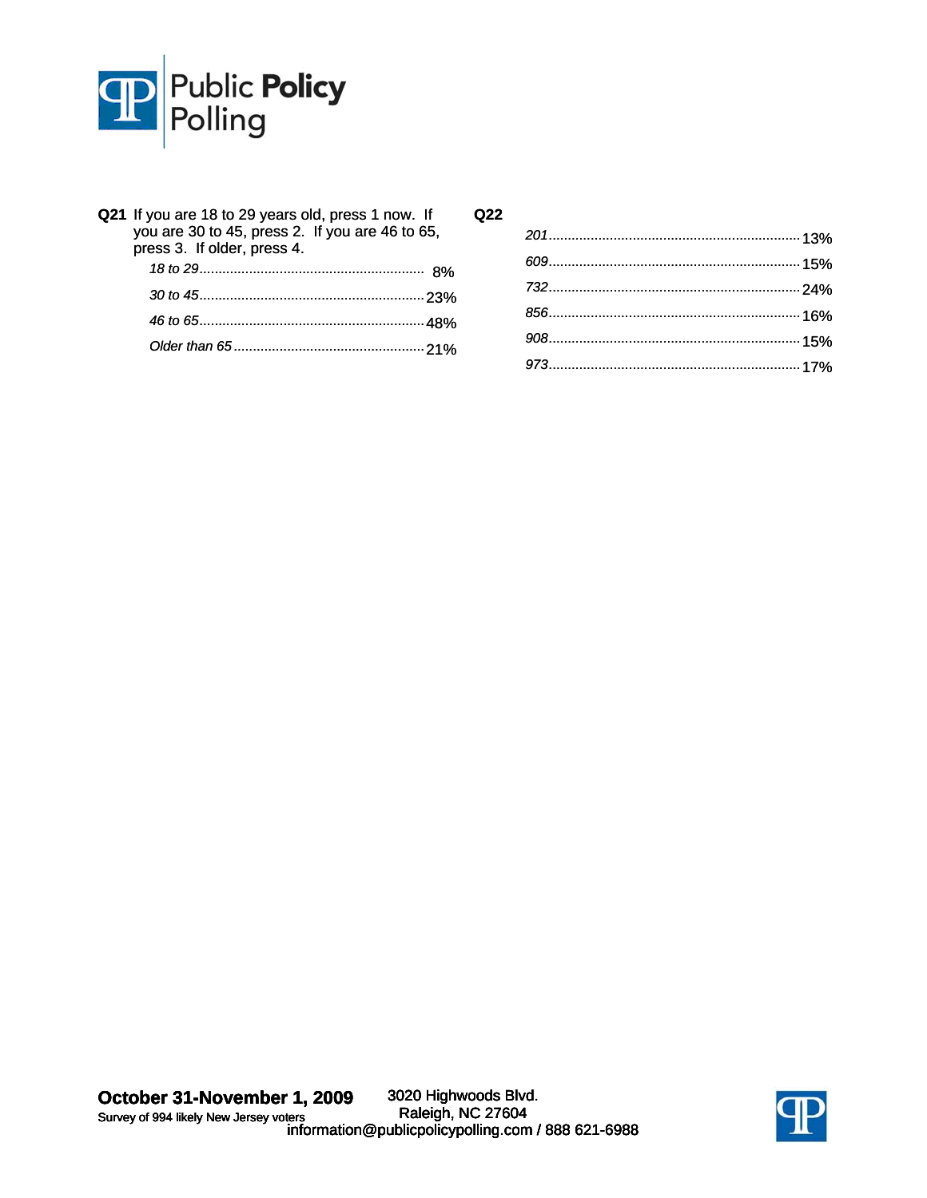**Q21** If you are 18 to 29 years old, press 1 now. If you are 30 to 45, press 2. If you are 46 to 65, press 3. If older, press 4.

| | |
|---|---|
| *18 to 29* | 8% |
| *30 to 45* | 23% |
| *46 to 65* | 48% |
| *Older than 65* | 21% |

**Q22**

| | |
|---|---|
| *201* | 13% |
| *609* | 15% |
| *732* | 24% |
| *856* | 16% |
| *908* | 15% |
| *973* | 17% |

**October 31-November 1, 2009**
Survey of 994 likely New Jersey voters

3020 Highwoods Blvd.
Raleigh, NC 27604
information@publicpolicypolling.com / 888 621-6988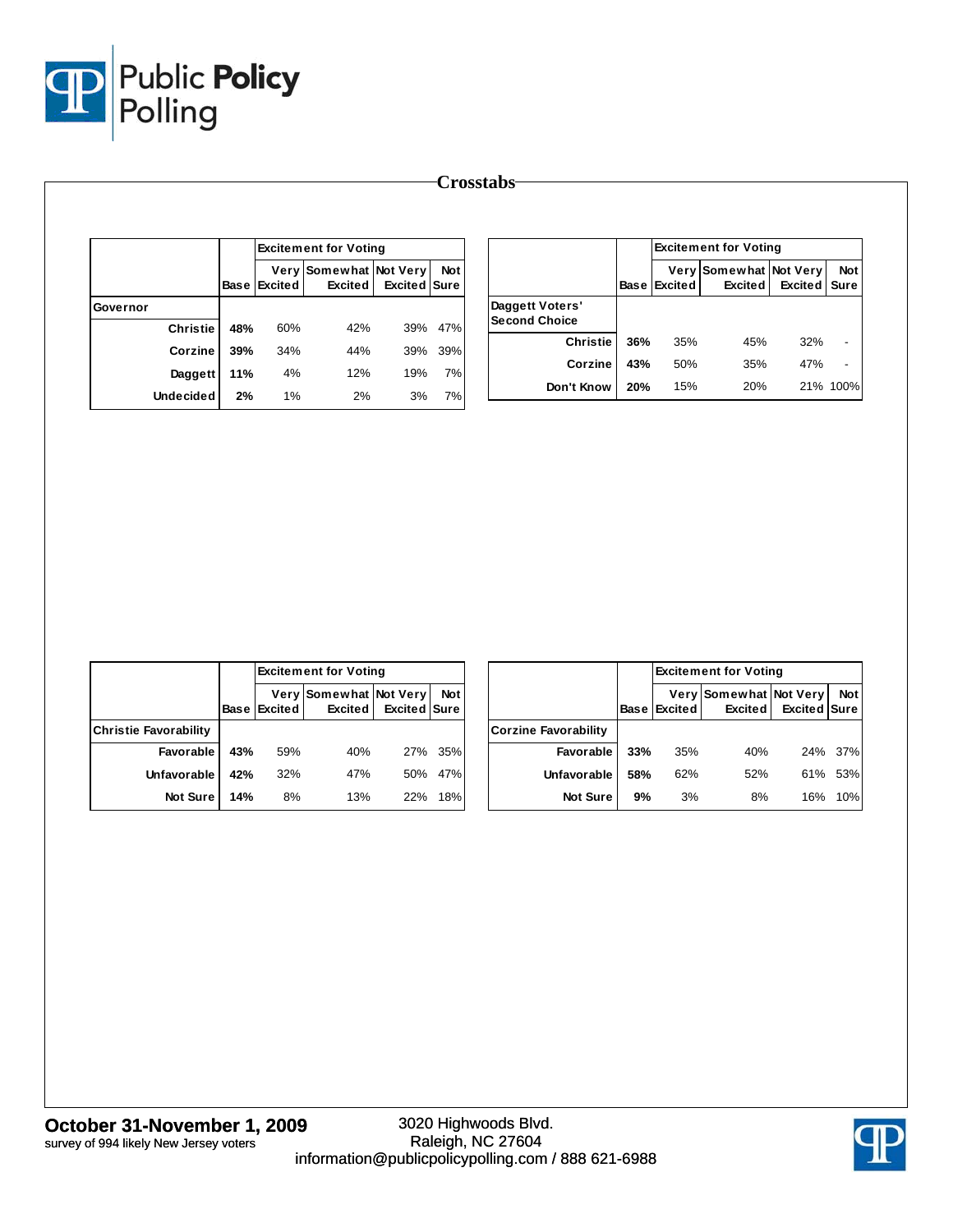# Crosstabs

| | | Excitement for Voting | | | |
|---|---|---|---|---|---|
| | Base | Very Excited | Somewhat Excited | Not Very Excited | Not Sure |
| **Governor** | | | | | |
| Christie | 48% | 60% | 42% | 39% | 47% |
| Corzine | 39% | 34% | 44% | 39% | 39% |
| Daggett | 11% | 4% | 12% | 19% | 7% |
| Undecided | 2% | 1% | 2% | 3% | 7% |

| | | Excitement for Voting | | | |
|---|---|---|---|---|---|
| | Base | Very Excited | Somewhat Excited | Not Very Excited | Not Sure |
| **Daggett Voters' Second Choice** | | | | | |
| Christie | 36% | 35% | 45% | 32% | - |
| Corzine | 43% | 50% | 35% | 47% | - |
| Don't Know | 20% | 15% | 20% | 21% | 100% |

| | | Excitement for Voting | | | |
|---|---|---|---|---|---|
| | Base | Very Excited | Somewhat Excited | Not Very Excited | Not Sure |
| **Christie Favorability** | | | | | |
| Favorable | 43% | 59% | 40% | 27% | 35% |
| Unfavorable | 42% | 32% | 47% | 50% | 47% |
| Not Sure | 14% | 8% | 13% | 22% | 18% |

| | | Excitement for Voting | | | |
|---|---|---|---|---|---|
| | Base | Very Excited | Somewhat Excited | Not Very Excited | Not Sure |
| **Corzine Favorability** | | | | | |
| Favorable | 33% | 35% | 40% | 24% | 37% |
| Unfavorable | 58% | 62% | 52% | 61% | 53% |
| Not Sure | 9% | 3% | 8% | 16% | 10% |

**October 31-November 1, 2009**
survey of 994 likely New Jersey voters

3020 Highwoods Blvd.
Raleigh, NC 27604
information@publicpolicypolling.com / 888 621-6988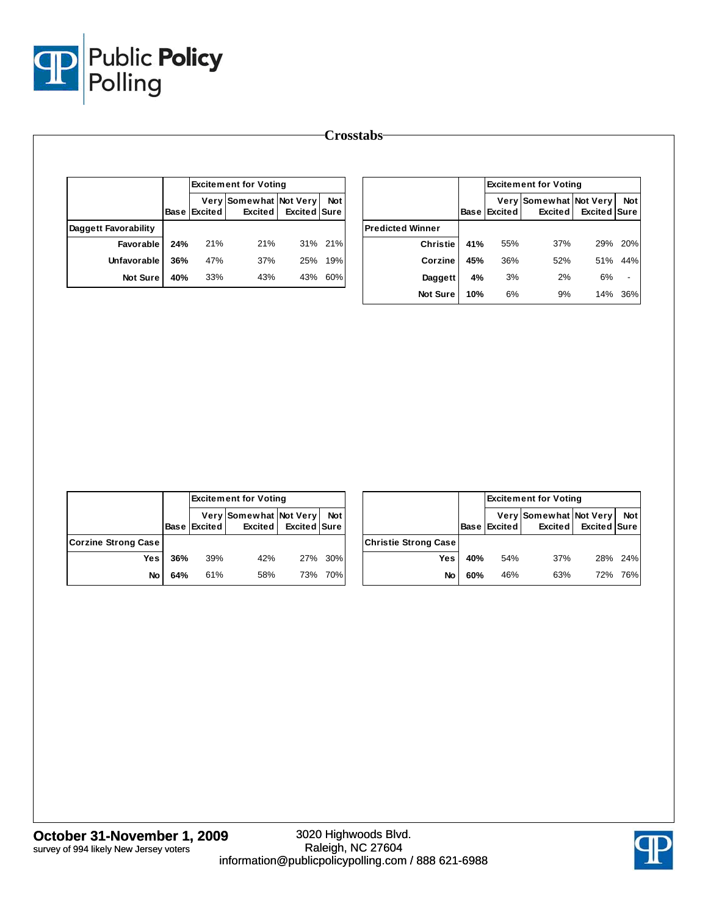# Crosstabs

| | Base | Excitement for Voting | | | |
|---|---|---|---|---|---|
| | | Very Excited | Somewhat Excited | Not Very Excited | Not Sure |
| **Daggett Favorability** | | | | | |
| Favorable | 24% | 21% | 21% | 31% | 21% |
| Unfavorable | 36% | 47% | 37% | 25% | 19% |
| Not Sure | 40% | 33% | 43% | 43% | 60% |

| | Base | Excitement for Voting | | | |
|---|---|---|---|---|---|
| | | Very Excited | Somewhat Excited | Not Very Excited | Not Sure |
| **Predicted Winner** | | | | | |
| Christie | 41% | 55% | 37% | 29% | 20% |
| Corzine | 45% | 36% | 52% | 51% | 44% |
| Daggett | 4% | 3% | 2% | 6% | - |
| Not Sure | 10% | 6% | 9% | 14% | 36% |

| | Base | Excitement for Voting | | | |
|---|---|---|---|---|---|
| | | Very Excited | Somewhat Excited | Not Very Excited | Not Sure |
| **Corzine Strong Case** | | | | | |
| Yes | 36% | 39% | 42% | 27% | 30% |
| No | 64% | 61% | 58% | 73% | 70% |

| | Base | Excitement for Voting | | | |
|---|---|---|---|---|---|
| | | Very Excited | Somewhat Excited | Not Very Excited | Not Sure |
| **Christie Strong Case** | | | | | |
| Yes | 40% | 54% | 37% | 28% | 24% |
| No | 60% | 46% | 63% | 72% | 76% |

**October 31-November 1, 2009**
survey of 994 likely New Jersey voters

3020 Highwoods Blvd.
Raleigh, NC 27604
information@publicpolicypolling.com / 888 621-6988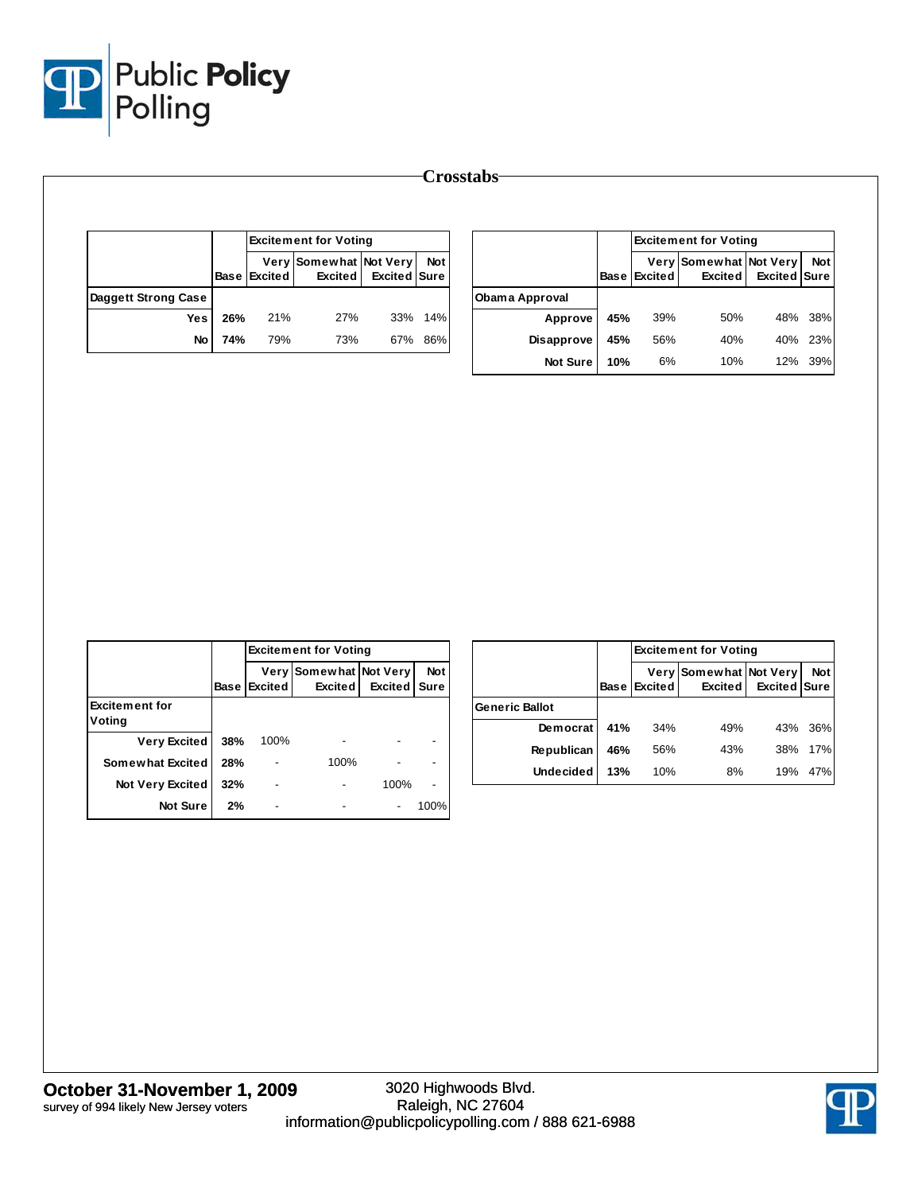# Crosstabs

| | Base | Excitement for Voting | | | |
|---|---|---|---|---|---|
| | | Very Excited | Somewhat Excited | Not Very Excited | Not Sure |
| **Daggett Strong Case** | | | | | |
| Yes | 26% | 21% | 27% | 33% | 14% |
| No | 74% | 79% | 73% | 67% | 86% |

| | Base | Excitement for Voting | | | |
|---|---|---|---|---|---|
| | | Very Excited | Somewhat Excited | Not Very Excited | Not Sure |
| **Obama Approval** | | | | | |
| Approve | 45% | 39% | 50% | 48% | 38% |
| Disapprove | 45% | 56% | 40% | 40% | 23% |
| Not Sure | 10% | 6% | 10% | 12% | 39% |

| | Base | Excitement for Voting | | | |
|---|---|---|---|---|---|
| | | Very Excited | Somewhat Excited | Not Very Excited | Not Sure |
| **Excitement for Voting** | | | | | |
| Very Excited | 38% | 100% | - | - | - |
| Somewhat Excited | 28% | - | 100% | - | - |
| Not Very Excited | 32% | - | - | 100% | - |
| Not Sure | 2% | - | - | - | 100% |

| | Base | Excitement for Voting | | | |
|---|---|---|---|---|---|
| | | Very Excited | Somewhat Excited | Not Very Excited | Not Sure |
| **Generic Ballot** | | | | | |
| Democrat | 41% | 34% | 49% | 43% | 36% |
| Republican | 46% | 56% | 43% | 38% | 17% |
| Undecided | 13% | 10% | 8% | 19% | 47% |

**October 31-November 1, 2009**
survey of 994 likely New Jersey voters

3020 Highwoods Blvd.
Raleigh, NC 27604
information@publicpolicypolling.com / 888 621-6988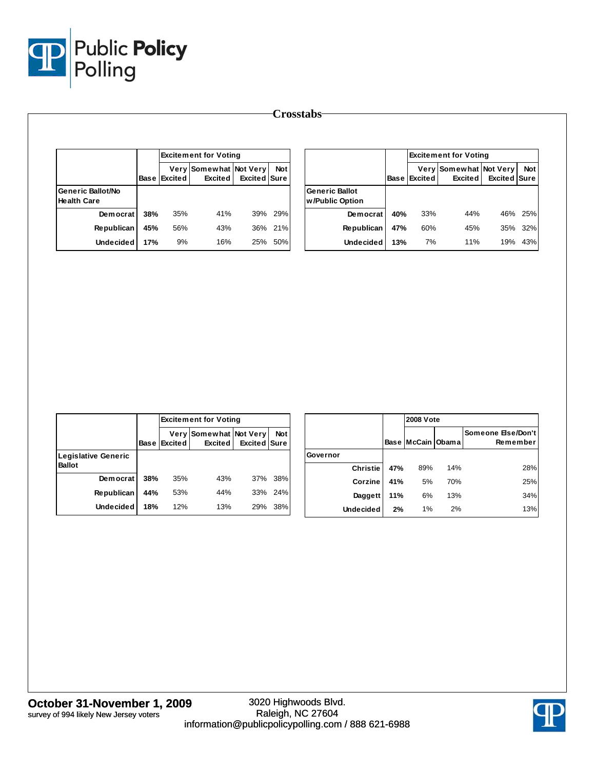# Crosstabs

| | Base | Excitement for Voting | | | |
|---|---|---|---|---|---|
| | | Very Excited | Somewhat Excited | Not Very Excited | Not Sure |
| **Generic Ballot/No Health Care** | | | | | |
| Democrat | 38% | 35% | 41% | 39% | 29% |
| Republican | 45% | 56% | 43% | 36% | 21% |
| Undecided | 17% | 9% | 16% | 25% | 50% |

| | Base | Excitement for Voting | | | |
|---|---|---|---|---|---|
| | | Very Excited | Somewhat Excited | Not Very Excited | Not Sure |
| **Generic Ballot w/Public Option** | | | | | |
| Democrat | 40% | 33% | 44% | 46% | 25% |
| Republican | 47% | 60% | 45% | 35% | 32% |
| Undecided | 13% | 7% | 11% | 19% | 43% |

| | Base | Excitement for Voting | | | |
|---|---|---|---|---|---|
| | | Very Excited | Somewhat Excited | Not Very Excited | Not Sure |
| **Legislative Generic Ballot** | | | | | |
| Democrat | 38% | 35% | 43% | 37% | 38% |
| Republican | 44% | 53% | 44% | 33% | 24% |
| Undecided | 18% | 12% | 13% | 29% | 38% |

| | Base | 2008 Vote | | |
|---|---|---|---|---|
| | | McCain | Obama | Someone Else/Don't Remember |
| **Governor** | | | | |
| Christie | 47% | 89% | 14% | 28% |
| Corzine | 41% | 5% | 70% | 25% |
| Daggett | 11% | 6% | 13% | 34% |
| Undecided | 2% | 1% | 2% | 13% |

**October 31-November 1, 2009**
survey of 994 likely New Jersey voters

3020 Highwoods Blvd.
Raleigh, NC 27604
information@publicpolicypolling.com / 888 621-6988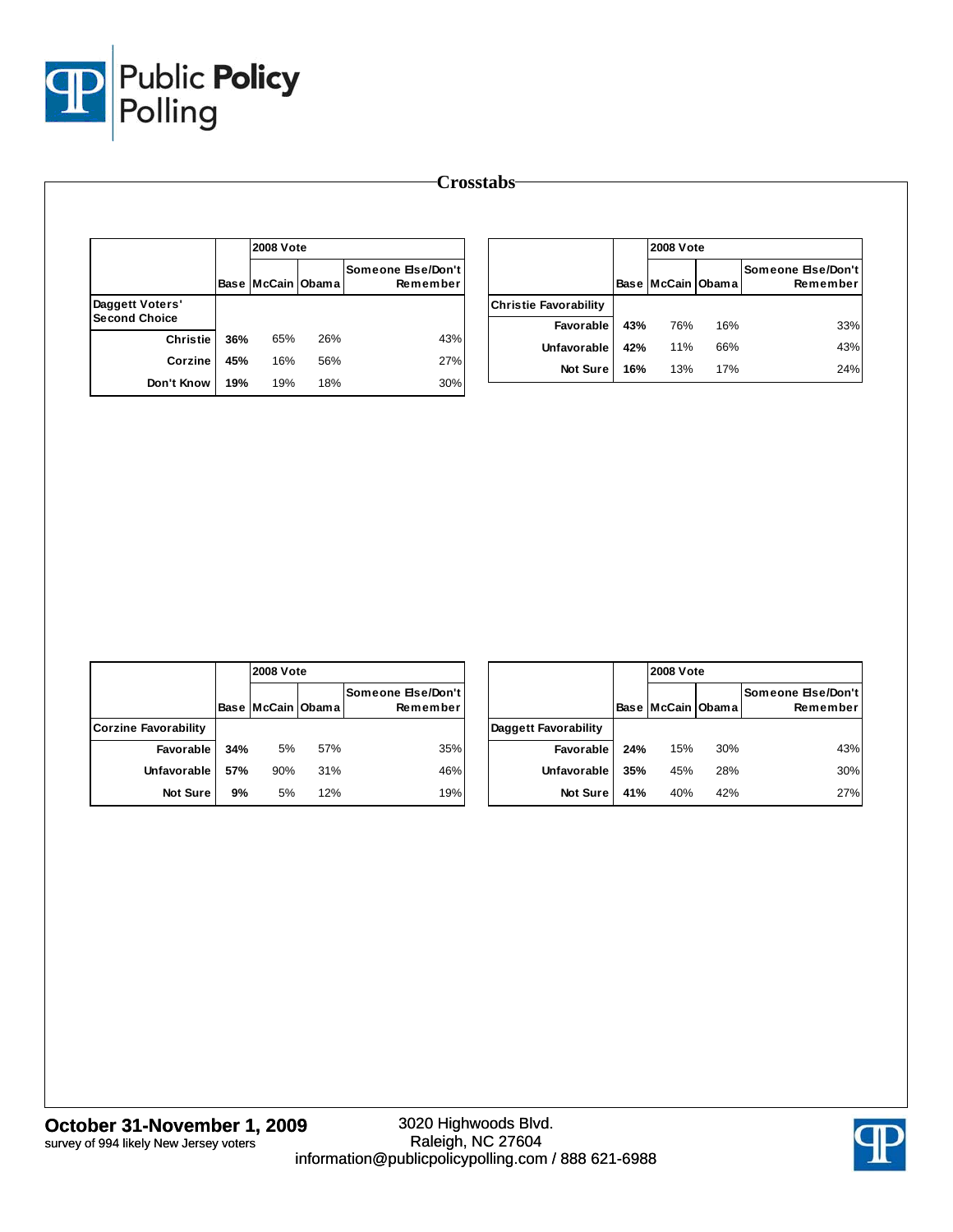# Crosstabs

| | Base | 2008 Vote McCain | Obama | Someone Else/Don't Remember |
|---|---|---|---|---|
| **Daggett Voters' Second Choice** | | | | |
| Christie | 36% | 65% | 26% | 43% |
| Corzine | 45% | 16% | 56% | 27% |
| Don't Know | 19% | 19% | 18% | 30% |

| | Base | 2008 Vote McCain | Obama | Someone Else/Don't Remember |
|---|---|---|---|---|
| **Christie Favorability** | | | | |
| Favorable | 43% | 76% | 16% | 33% |
| Unfavorable | 42% | 11% | 66% | 43% |
| Not Sure | 16% | 13% | 17% | 24% |

| | Base | 2008 Vote McCain | Obama | Someone Else/Don't Remember |
|---|---|---|---|---|
| **Corzine Favorability** | | | | |
| Favorable | 34% | 5% | 57% | 35% |
| Unfavorable | 57% | 90% | 31% | 46% |
| Not Sure | 9% | 5% | 12% | 19% |

| | Base | 2008 Vote McCain | Obama | Someone Else/Don't Remember |
|---|---|---|---|---|
| **Daggett Favorability** | | | | |
| Favorable | 24% | 15% | 30% | 43% |
| Unfavorable | 35% | 45% | 28% | 30% |
| Not Sure | 41% | 40% | 42% | 27% |

**October 31-November 1, 2009**
survey of 994 likely New Jersey voters

3020 Highwoods Blvd.
Raleigh, NC 27604
information@publicpolicypolling.com / 888 621-6988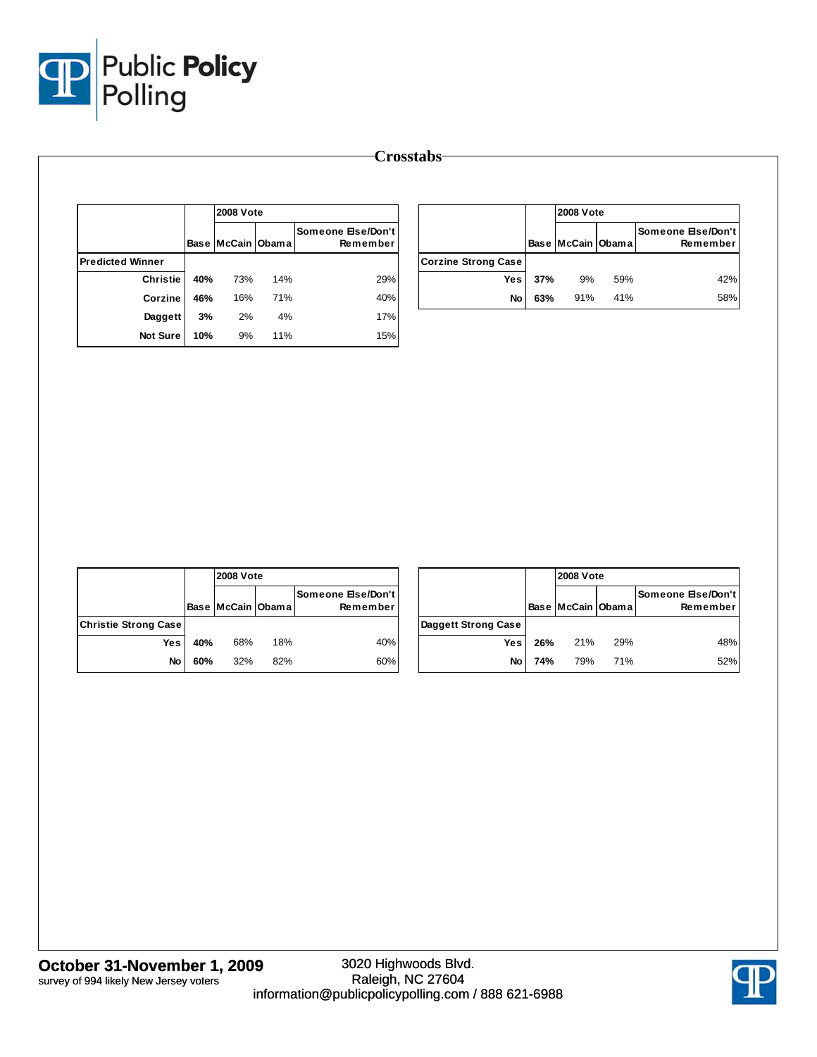# Crosstabs

| | Base | 2008 Vote McCain | 2008 Vote Obama | 2008 Vote Someone Else/Don't Remember |
|---|---|---|---|---|
| **Predicted Winner** | | | | |
| Christie | **40%** | 73% | 14% | 29% |
| Corzine | **46%** | 16% | 71% | 40% |
| Daggett | **3%** | 2% | 4% | 17% |
| Not Sure | **10%** | 9% | 11% | 15% |

| | Base | 2008 Vote McCain | 2008 Vote Obama | 2008 Vote Someone Else/Don't Remember |
|---|---|---|---|---|
| **Corzine Strong Case** | | | | |
| Yes | **37%** | 9% | 59% | 42% |
| No | **63%** | 91% | 41% | 58% |

| | Base | 2008 Vote McCain | 2008 Vote Obama | 2008 Vote Someone Else/Don't Remember |
|---|---|---|---|---|
| **Christie Strong Case** | | | | |
| Yes | **40%** | 68% | 18% | 40% |
| No | **60%** | 32% | 82% | 60% |

| | Base | 2008 Vote McCain | 2008 Vote Obama | 2008 Vote Someone Else/Don't Remember |
|---|---|---|---|---|
| **Daggett Strong Case** | | | | |
| Yes | **26%** | 21% | 29% | 48% |
| No | **74%** | 79% | 71% | 52% |

**October 31-November 1, 2009**
survey of 994 likely New Jersey voters

3020 Highwoods Blvd.
Raleigh, NC 27604
information@publicpolicypolling.com / 888 621-6988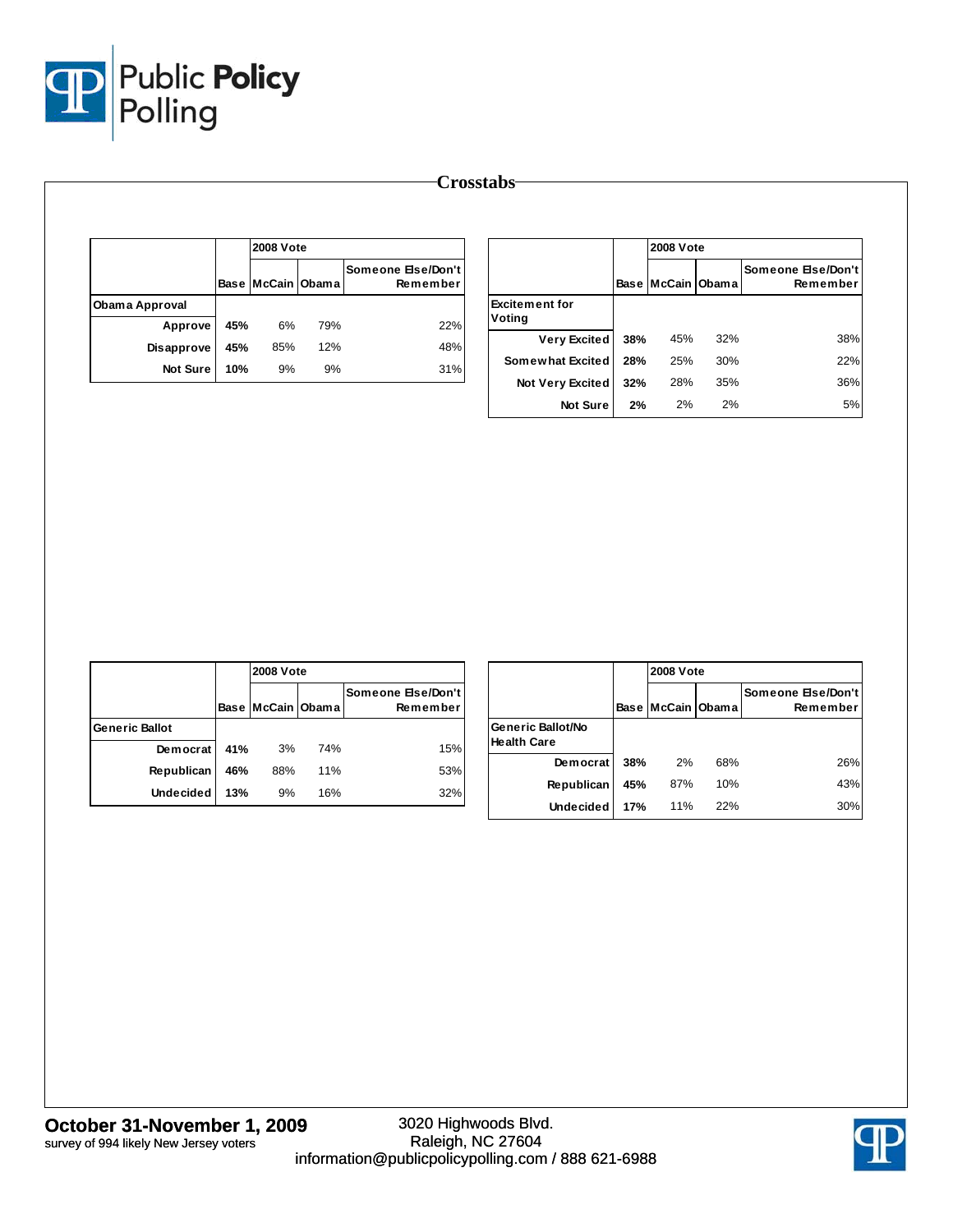# Crosstabs

| | Base | 2008 Vote McCain | Obama | Someone Else/Don't Remember |
|---|---|---|---|---|
| **Obama Approval** | | | | |
| Approve | 45% | 6% | 79% | 22% |
| Disapprove | 45% | 85% | 12% | 48% |
| Not Sure | 10% | 9% | 9% | 31% |

| | Base | 2008 Vote McCain | Obama | Someone Else/Don't Remember |
|---|---|---|---|---|
| **Excitement for Voting** | | | | |
| Very Excited | 38% | 45% | 32% | 38% |
| Somewhat Excited | 28% | 25% | 30% | 22% |
| Not Very Excited | 32% | 28% | 35% | 36% |
| Not Sure | 2% | 2% | 2% | 5% |

| | Base | 2008 Vote McCain | Obama | Someone Else/Don't Remember |
|---|---|---|---|---|
| **Generic Ballot** | | | | |
| Democrat | 41% | 3% | 74% | 15% |
| Republican | 46% | 88% | 11% | 53% |
| Undecided | 13% | 9% | 16% | 32% |

| | Base | 2008 Vote McCain | Obama | Someone Else/Don't Remember |
|---|---|---|---|---|
| **Generic Ballot/No Health Care** | | | | |
| Democrat | 38% | 2% | 68% | 26% |
| Republican | 45% | 87% | 10% | 43% |
| Undecided | 17% | 11% | 22% | 30% |

**October 31-November 1, 2009**
survey of 994 likely New Jersey voters

3020 Highwoods Blvd.
Raleigh, NC 27604
information@publicpolicypolling.com / 888 621-6988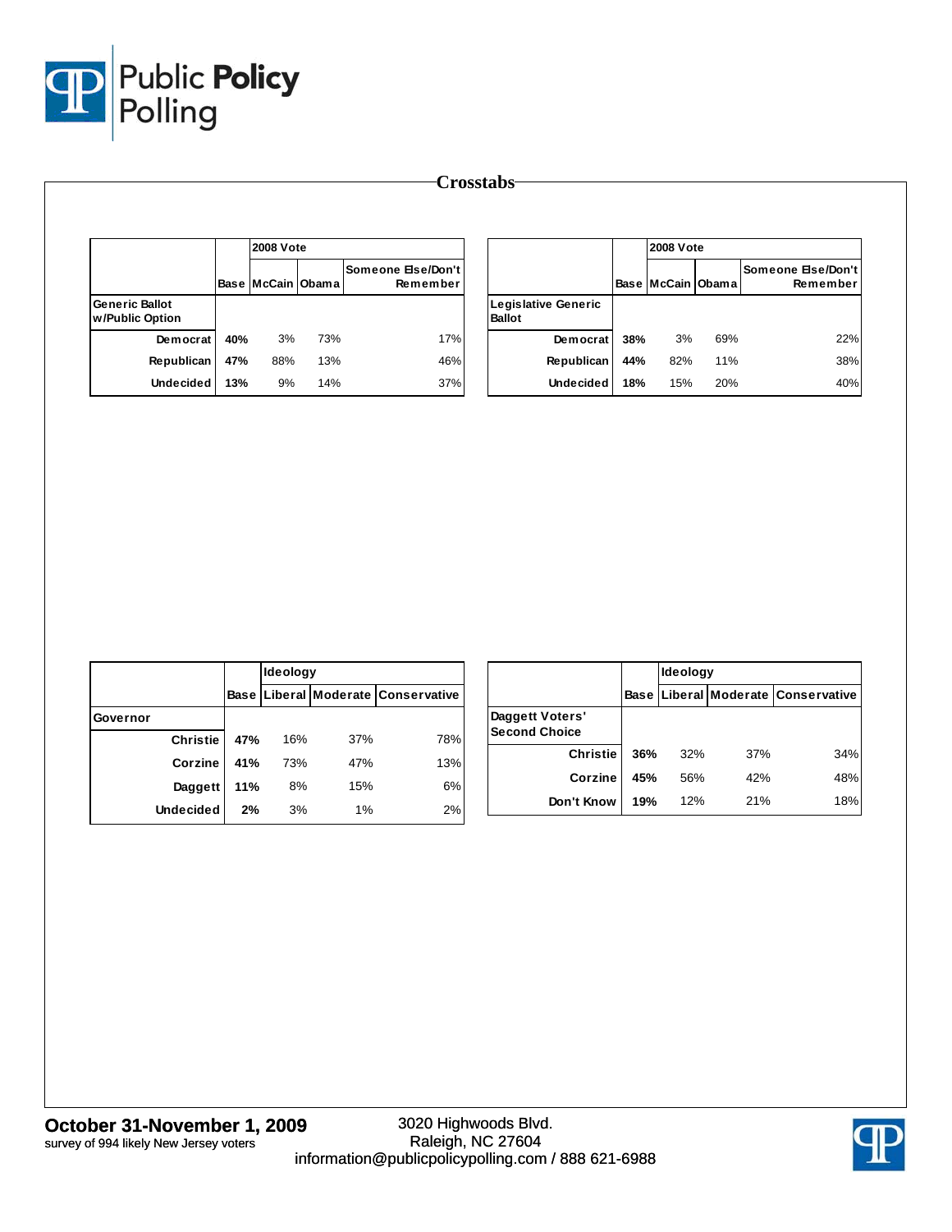# Crosstabs

| | Base | 2008 Vote McCain | Obama | Someone Else/Don't Remember |
|---|---|---|---|---|
| **Generic Ballot w/Public Option** | | | | |
| Democrat | 40% | 3% | 73% | 17% |
| Republican | 47% | 88% | 13% | 46% |
| Undecided | 13% | 9% | 14% | 37% |

| | Base | 2008 Vote McCain | Obama | Someone Else/Don't Remember |
|---|---|---|---|---|
| **Legislative Generic Ballot** | | | | |
| Democrat | 38% | 3% | 69% | 22% |
| Republican | 44% | 82% | 11% | 38% |
| Undecided | 18% | 15% | 20% | 40% |

| | Base | Ideology Liberal | Moderate | Conservative |
|---|---|---|---|---|
| **Governor** | | | | |
| Christie | 47% | 16% | 37% | 78% |
| Corzine | 41% | 73% | 47% | 13% |
| Daggett | 11% | 8% | 15% | 6% |
| Undecided | 2% | 3% | 1% | 2% |

| | Base | Ideology Liberal | Moderate | Conservative |
|---|---|---|---|---|
| **Daggett Voters' Second Choice** | | | | |
| Christie | 36% | 32% | 37% | 34% |
| Corzine | 45% | 56% | 42% | 48% |
| Don't Know | 19% | 12% | 21% | 18% |

**October 31-November 1, 2009**
survey of 994 likely New Jersey voters

3020 Highwoods Blvd.
Raleigh, NC 27604
information@publicpolicypolling.com / 888 621-6988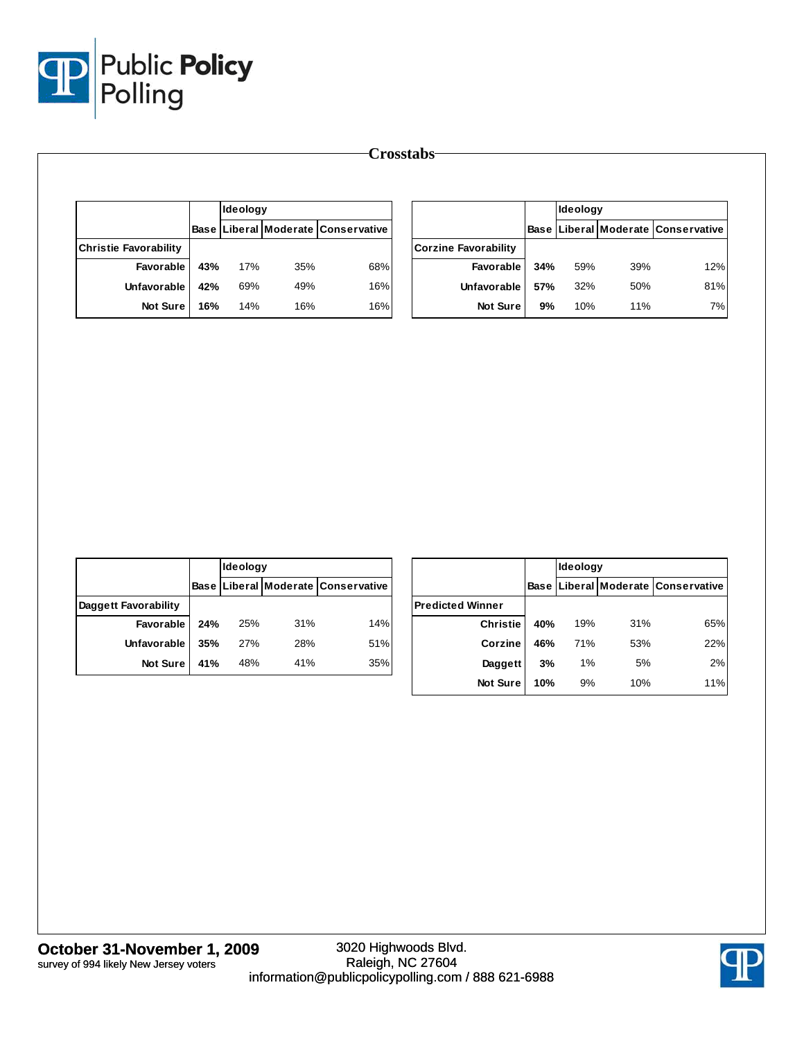## Crosstabs

| | Base | Ideology | | |
|---|---|---|---|---|
| | | Liberal | Moderate | Conservative |
| **Christie Favorability** | | | | |
| Favorable | **43%** | 17% | 35% | 68% |
| Unfavorable | **42%** | 69% | 49% | 16% |
| Not Sure | **16%** | 14% | 16% | 16% |

| | Base | Ideology | | |
|---|---|---|---|---|
| | | Liberal | Moderate | Conservative |
| **Corzine Favorability** | | | | |
| Favorable | **34%** | 59% | 39% | 12% |
| Unfavorable | **57%** | 32% | 50% | 81% |
| Not Sure | **9%** | 10% | 11% | 7% |

| | Base | Ideology | | |
|---|---|---|---|---|
| | | Liberal | Moderate | Conservative |
| **Daggett Favorability** | | | | |
| Favorable | **24%** | 25% | 31% | 14% |
| Unfavorable | **35%** | 27% | 28% | 51% |
| Not Sure | **41%** | 48% | 41% | 35% |

| | Base | Ideology | | |
|---|---|---|---|---|
| | | Liberal | Moderate | Conservative |
| **Predicted Winner** | | | | |
| Christie | **40%** | 19% | 31% | 65% |
| Corzine | **46%** | 71% | 53% | 22% |
| Daggett | **3%** | 1% | 5% | 2% |
| Not Sure | **10%** | 9% | 10% | 11% |

**October 31-November 1, 2009**
survey of 994 likely New Jersey voters

3020 Highwoods Blvd.
Raleigh, NC 27604
information@publicpolicypolling.com / 888 621-6988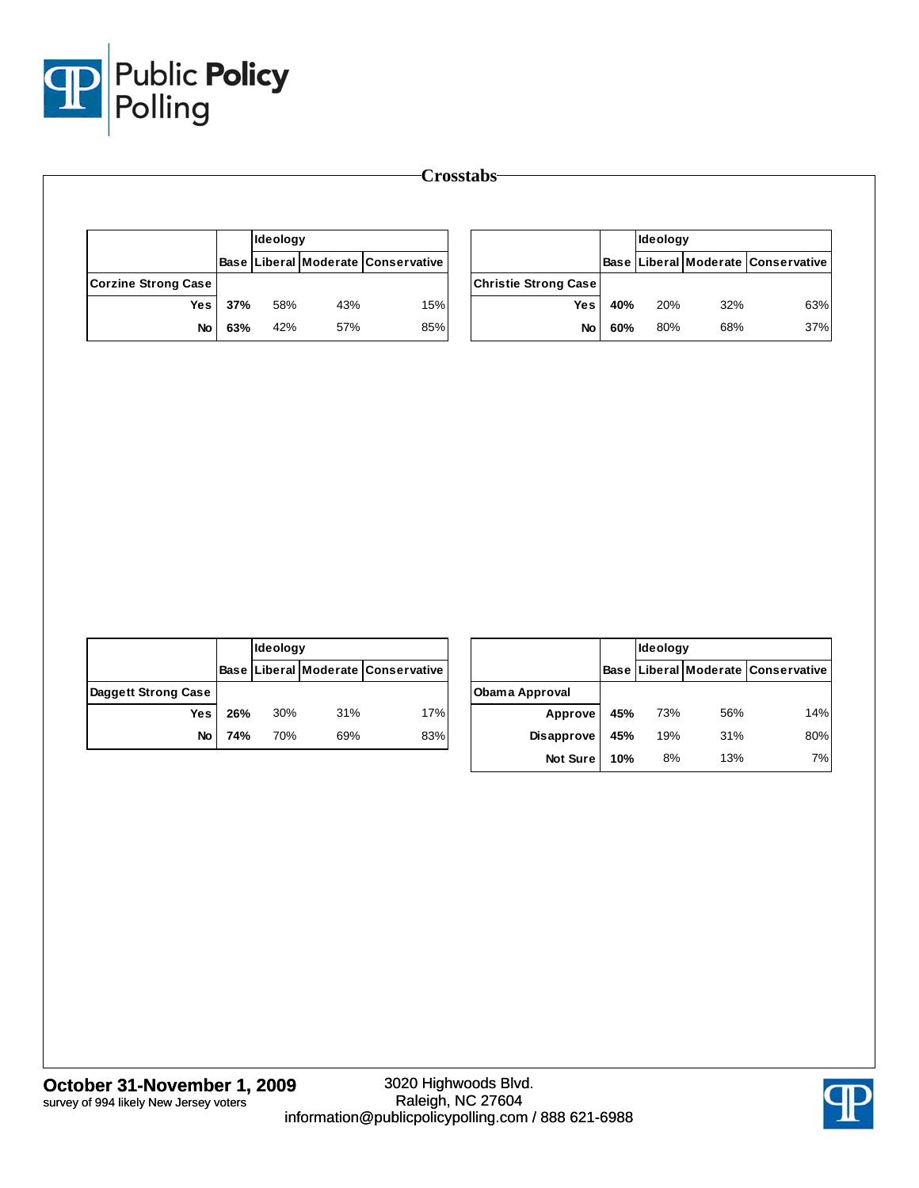## Crosstabs

| | Base | Ideology | | |
|---|---|---|---|---|
| | | Liberal | Moderate | Conservative |
| **Corzine Strong Case** | | | | |
| Yes | **37%** | 58% | 43% | 15% |
| No | **63%** | 42% | 57% | 85% |

| | Base | Ideology | | |
|---|---|---|---|---|
| | | Liberal | Moderate | Conservative |
| **Christie Strong Case** | | | | |
| Yes | **40%** | 20% | 32% | 63% |
| No | **60%** | 80% | 68% | 37% |

| | Base | Ideology | | |
|---|---|---|---|---|
| | | Liberal | Moderate | Conservative |
| **Daggett Strong Case** | | | | |
| Yes | **26%** | 30% | 31% | 17% |
| No | **74%** | 70% | 69% | 83% |

| | Base | Ideology | | |
|---|---|---|---|---|
| | | Liberal | Moderate | Conservative |
| **Obama Approval** | | | | |
| Approve | **45%** | 73% | 56% | 14% |
| Disapprove | **45%** | 19% | 31% | 80% |
| Not Sure | **10%** | 8% | 13% | 7% |

**October 31-November 1, 2009**
survey of 994 likely New Jersey voters

3020 Highwoods Blvd.
Raleigh, NC 27604
information@publicpolicypolling.com / 888 621-6988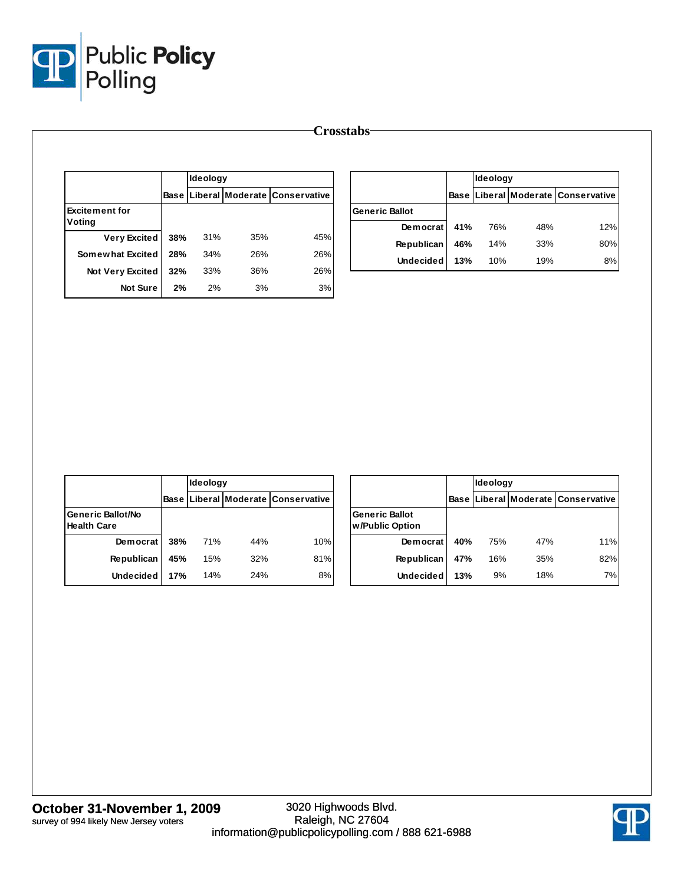# Crosstabs

| | Base | Ideology | | |
|---|---|---|---|---|
| | | Liberal | Moderate | Conservative |
| **Excitement for Voting** | | | | |
| Very Excited | **38%** | 31% | 35% | 45% |
| Somewhat Excited | **28%** | 34% | 26% | 26% |
| Not Very Excited | **32%** | 33% | 36% | 26% |
| Not Sure | **2%** | 2% | 3% | 3% |

| | Base | Ideology | | |
|---|---|---|---|---|
| | | Liberal | Moderate | Conservative |
| **Generic Ballot** | | | | |
| Democrat | **41%** | 76% | 48% | 12% |
| Republican | **46%** | 14% | 33% | 80% |
| Undecided | **13%** | 10% | 19% | 8% |

| | Base | Ideology | | |
|---|---|---|---|---|
| | | Liberal | Moderate | Conservative |
| **Generic Ballot/No Health Care** | | | | |
| Democrat | **38%** | 71% | 44% | 10% |
| Republican | **45%** | 15% | 32% | 81% |
| Undecided | **17%** | 14% | 24% | 8% |

| | Base | Ideology | | |
|---|---|---|---|---|
| | | Liberal | Moderate | Conservative |
| **Generic Ballot w/Public Option** | | | | |
| Democrat | **40%** | 75% | 47% | 11% |
| Republican | **47%** | 16% | 35% | 82% |
| Undecided | **13%** | 9% | 18% | 7% |

**October 31-November 1, 2009**
survey of 994 likely New Jersey voters

3020 Highwoods Blvd.
Raleigh, NC 27604
information@publicpolicypolling.com / 888 621-6988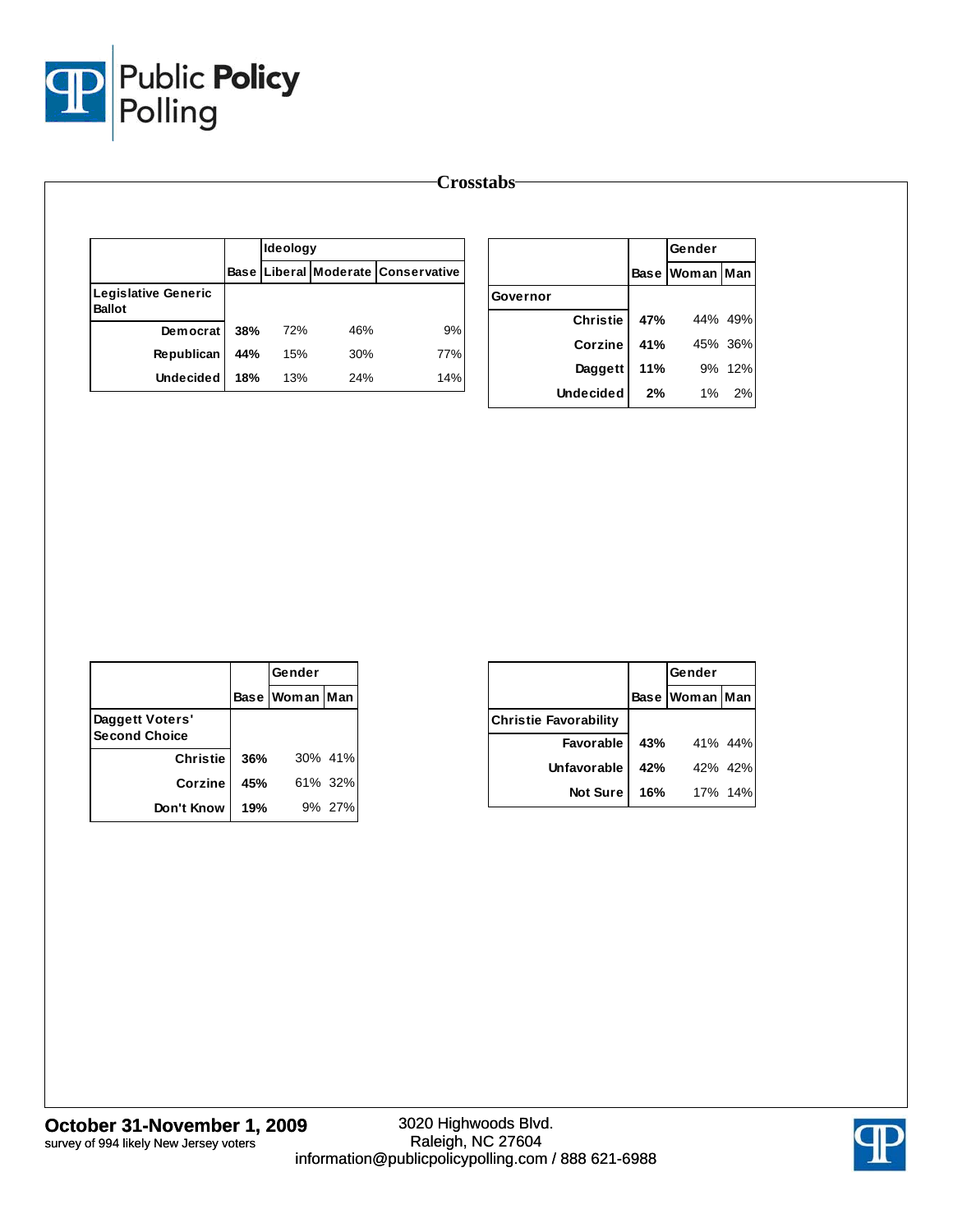## Crosstabs

| | Base | Ideology | | |
|---|---|---|---|---|
| | | Liberal | Moderate | Conservative |
| **Legislative Generic Ballot** | | | | |
| Democrat | **38%** | 72% | 46% | 9% |
| Republican | **44%** | 15% | 30% | 77% |
| Undecided | **18%** | 13% | 24% | 14% |

| | Base | Gender | |
|---|---|---|---|
| | | Woman | Man |
| **Governor** | | | |
| Christie | **47%** | 44% | 49% |
| Corzine | **41%** | 45% | 36% |
| Daggett | **11%** | 9% | 12% |
| Undecided | **2%** | 1% | 2% |

| | Base | Gender | |
|---|---|---|---|
| | | Woman | Man |
| **Daggett Voters' Second Choice** | | | |
| Christie | **36%** | 30% | 41% |
| Corzine | **45%** | 61% | 32% |
| Don't Know | **19%** | 9% | 27% |

| | Base | Gender | |
|---|---|---|---|
| | | Woman | Man |
| **Christie Favorability** | | | |
| Favorable | **43%** | 41% | 44% |
| Unfavorable | **42%** | 42% | 42% |
| Not Sure | **16%** | 17% | 14% |

**October 31-November 1, 2009**
survey of 994 likely New Jersey voters

3020 Highwoods Blvd.
Raleigh, NC 27604
information@publicpolicypolling.com / 888 621-6988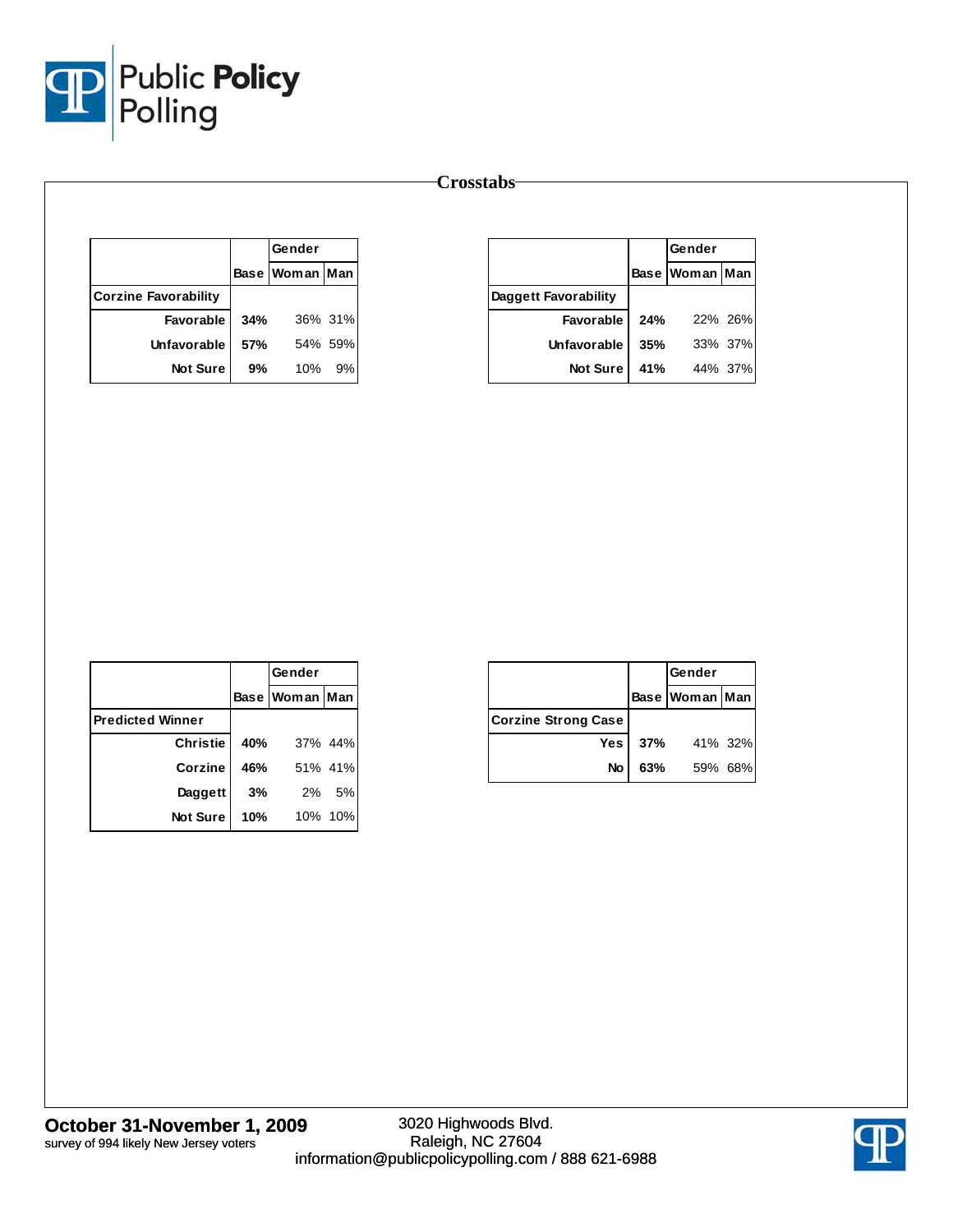## Crosstabs

| | | Gender | |
|---|---|---|---|
| | Base | Woman | Man |
| **Corzine Favorability** | | | |
| Favorable | 34% | 36% | 31% |
| Unfavorable | 57% | 54% | 59% |
| Not Sure | 9% | 10% | 9% |

| | | Gender | |
|---|---|---|---|
| | Base | Woman | Man |
| **Daggett Favorability** | | | |
| Favorable | 24% | 22% | 26% |
| Unfavorable | 35% | 33% | 37% |
| Not Sure | 41% | 44% | 37% |

| | | Gender | |
|---|---|---|---|
| | Base | Woman | Man |
| **Predicted Winner** | | | |
| Christie | 40% | 37% | 44% |
| Corzine | 46% | 51% | 41% |
| Daggett | 3% | 2% | 5% |
| Not Sure | 10% | 10% | 10% |

| | | Gender | |
|---|---|---|---|
| | Base | Woman | Man |
| **Corzine Strong Case** | | | |
| Yes | 37% | 41% | 32% |
| No | 63% | 59% | 68% |

**October 31-November 1, 2009**
survey of 994 likely New Jersey voters

3020 Highwoods Blvd.
Raleigh, NC 27604
information@publicpolicypolling.com / 888 621-6988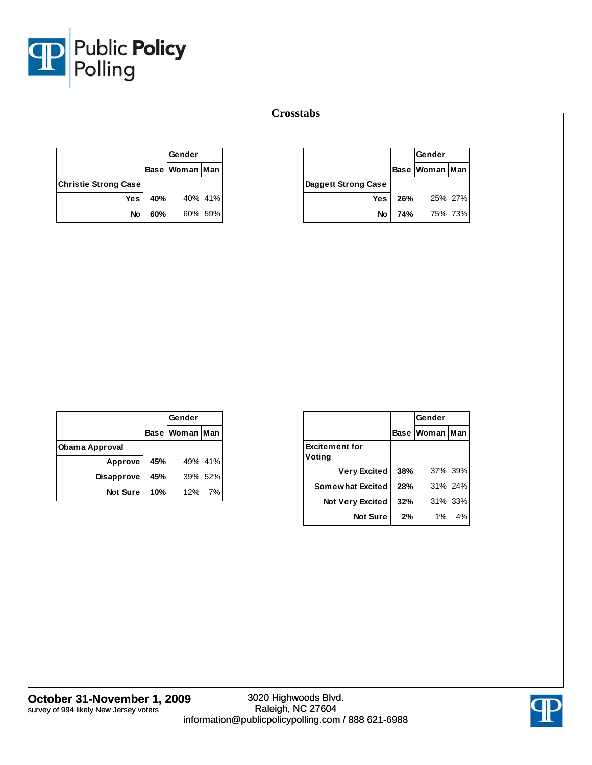# Crosstabs

| | Base | Gender | |
|---|---|---|---|
| | | Woman | Man |
| **Christie Strong Case** | | | |
| Yes | **40%** | 40% | 41% |
| No | **60%** | 60% | 59% |

| | Base | Gender | |
|---|---|---|---|
| | | Woman | Man |
| **Daggett Strong Case** | | | |
| Yes | **26%** | 25% | 27% |
| No | **74%** | 75% | 73% |

| | Base | Gender | |
|---|---|---|---|
| | | Woman | Man |
| **Obama Approval** | | | |
| Approve | **45%** | 49% | 41% |
| Disapprove | **45%** | 39% | 52% |
| Not Sure | **10%** | 12% | 7% |

| | Base | Gender | |
|---|---|---|---|
| | | Woman | Man |
| **Excitement for Voting** | | | |
| Very Excited | **38%** | 37% | 39% |
| Somewhat Excited | **28%** | 31% | 24% |
| Not Very Excited | **32%** | 31% | 33% |
| Not Sure | **2%** | 1% | 4% |

**October 31-November 1, 2009**
survey of 994 likely New Jersey voters

3020 Highwoods Blvd.
Raleigh, NC 27604
information@publicpolicypolling.com / 888 621-6988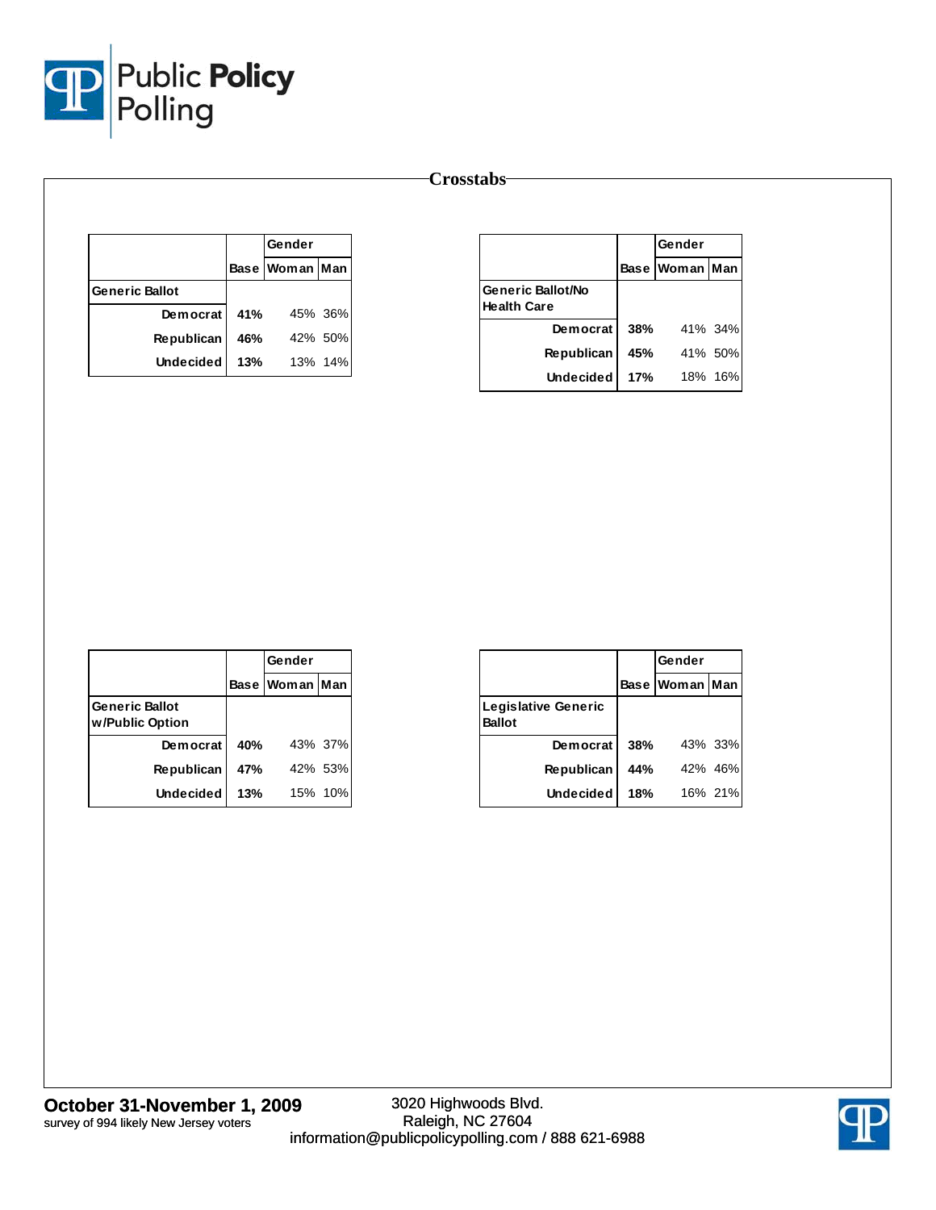## Crosstabs

| | Base | Gender | |
|---|---|---|---|
| | | Woman | Man |
| **Generic Ballot** | | | |
| Democrat | **41%** | 45% | 36% |
| Republican | **46%** | 42% | 50% |
| Undecided | **13%** | 13% | 14% |

| | Base | Gender | |
|---|---|---|---|
| | | Woman | Man |
| **Generic Ballot/No Health Care** | | | |
| Democrat | **38%** | 41% | 34% |
| Republican | **45%** | 41% | 50% |
| Undecided | **17%** | 18% | 16% |

| | Base | Gender | |
|---|---|---|---|
| | | Woman | Man |
| **Generic Ballot w/Public Option** | | | |
| Democrat | **40%** | 43% | 37% |
| Republican | **47%** | 42% | 53% |
| Undecided | **13%** | 15% | 10% |

| | Base | Gender | |
|---|---|---|---|
| | | Woman | Man |
| **Legislative Generic Ballot** | | | |
| Democrat | **38%** | 43% | 33% |
| Republican | **44%** | 42% | 46% |
| Undecided | **18%** | 16% | 21% |

**October 31-November 1, 2009**
survey of 994 likely New Jersey voters

3020 Highwoods Blvd.
Raleigh, NC 27604
information@publicpolicypolling.com / 888 621-6988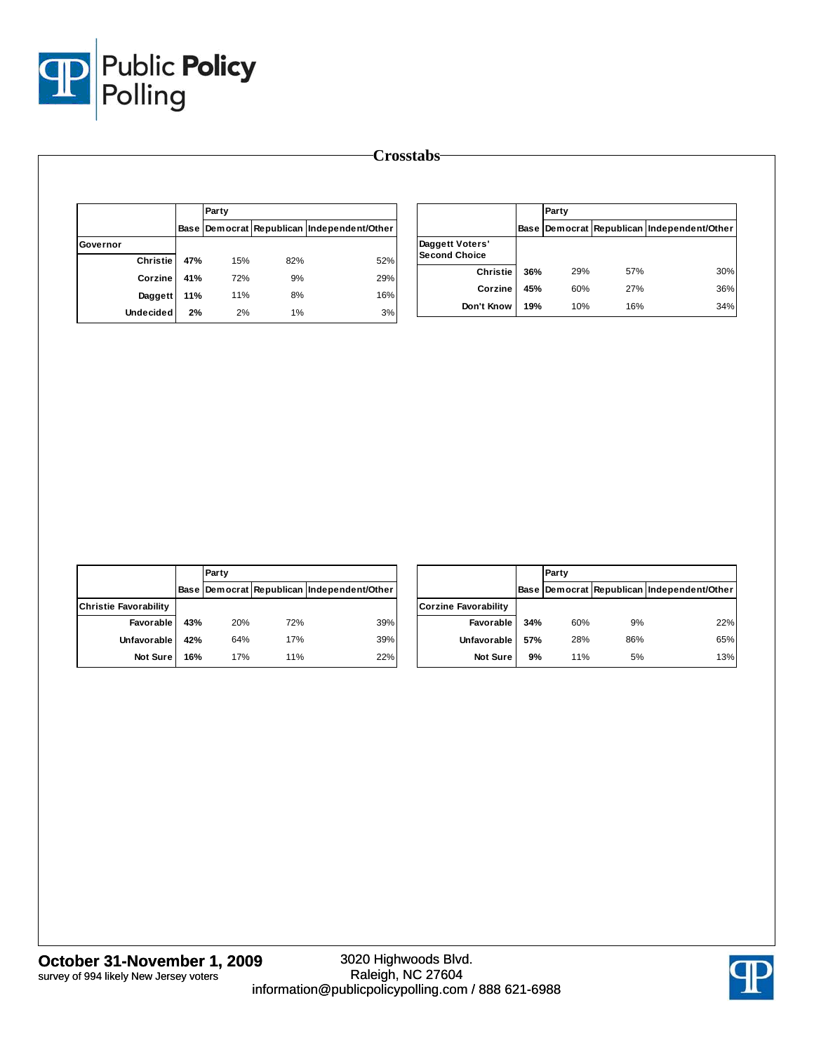# Crosstabs

| | Base | Party | | |
|---|---|---|---|---|
| | | Democrat | Republican | Independent/Other |
| **Governor** | | | | |
| Christie | **47%** | 15% | 82% | 52% |
| Corzine | **41%** | 72% | 9% | 29% |
| Daggett | **11%** | 11% | 8% | 16% |
| Undecided | **2%** | 2% | 1% | 3% |

| | Base | Party | | |
|---|---|---|---|---|
| | | Democrat | Republican | Independent/Other |
| **Daggett Voters' Second Choice** | | | | |
| Christie | **36%** | 29% | 57% | 30% |
| Corzine | **45%** | 60% | 27% | 36% |
| Don't Know | **19%** | 10% | 16% | 34% |

| | Base | Party | | |
|---|---|---|---|---|
| | | Democrat | Republican | Independent/Other |
| **Christie Favorability** | | | | |
| Favorable | **43%** | 20% | 72% | 39% |
| Unfavorable | **42%** | 64% | 17% | 39% |
| Not Sure | **16%** | 17% | 11% | 22% |

| | Base | Party | | |
|---|---|---|---|---|
| | | Democrat | Republican | Independent/Other |
| **Corzine Favorability** | | | | |
| Favorable | **34%** | 60% | 9% | 22% |
| Unfavorable | **57%** | 28% | 86% | 65% |
| Not Sure | **9%** | 11% | 5% | 13% |

**October 31-November 1, 2009**
survey of 994 likely New Jersey voters

3020 Highwoods Blvd.
Raleigh, NC 27604
information@publicpolicypolling.com / 888 621-6988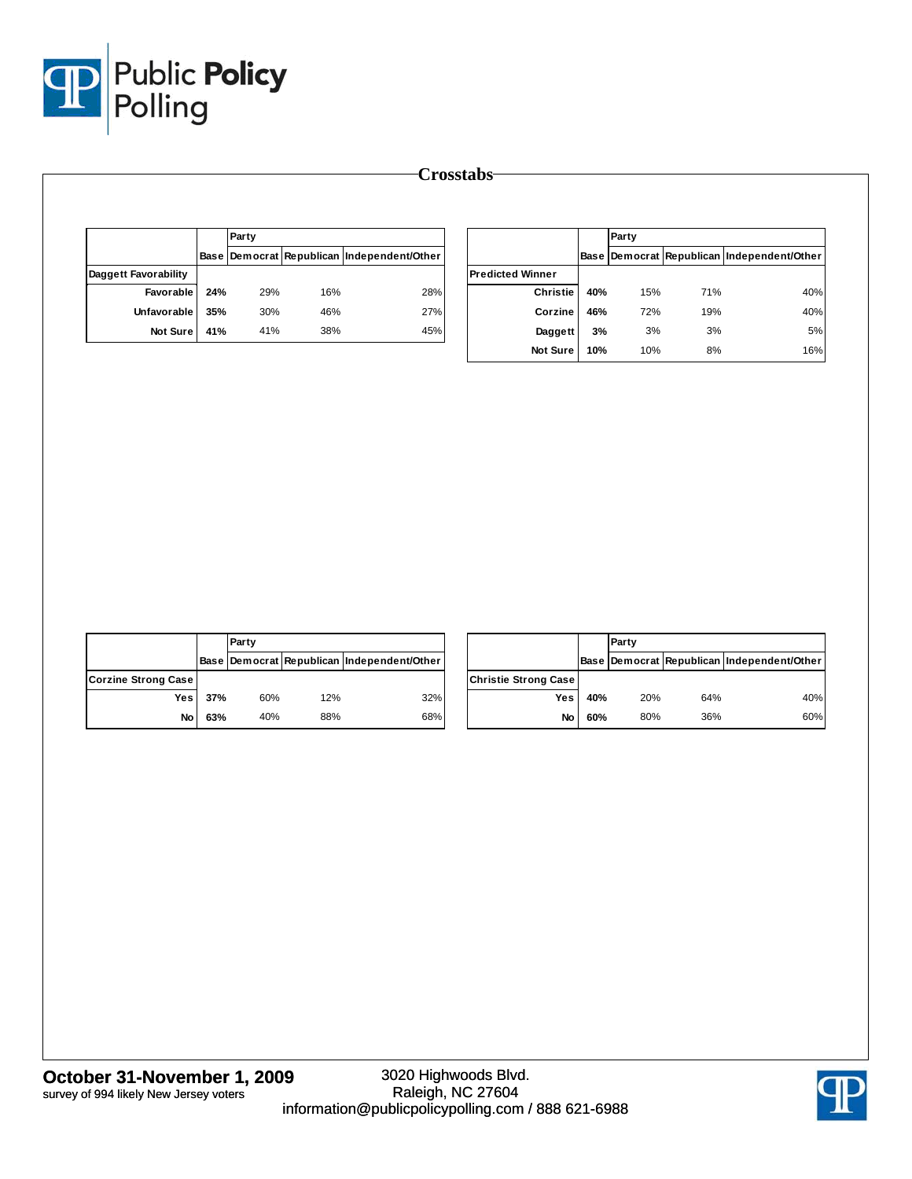# Crosstabs

| | Base | Party | | |
|---|---|---|---|---|
| | | Democrat | Republican | Independent/Other |
| **Daggett Favorability** | | | | |
| Favorable | 24% | 29% | 16% | 28% |
| Unfavorable | 35% | 30% | 46% | 27% |
| Not Sure | 41% | 41% | 38% | 45% |

| | Base | Party | | |
|---|---|---|---|---|
| | | Democrat | Republican | Independent/Other |
| **Predicted Winner** | | | | |
| Christie | 40% | 15% | 71% | 40% |
| Corzine | 46% | 72% | 19% | 40% |
| Daggett | 3% | 3% | 3% | 5% |
| Not Sure | 10% | 10% | 8% | 16% |

| | Base | Party | | |
|---|---|---|---|---|
| | | Democrat | Republican | Independent/Other |
| **Corzine Strong Case** | | | | |
| Yes | 37% | 60% | 12% | 32% |
| No | 63% | 40% | 88% | 68% |

| | Base | Party | | |
|---|---|---|---|---|
| | | Democrat | Republican | Independent/Other |
| **Christie Strong Case** | | | | |
| Yes | 40% | 20% | 64% | 40% |
| No | 60% | 80% | 36% | 60% |

**October 31-November 1, 2009**
survey of 994 likely New Jersey voters

3020 Highwoods Blvd.
Raleigh, NC 27604
information@publicpolicypolling.com / 888 621-6988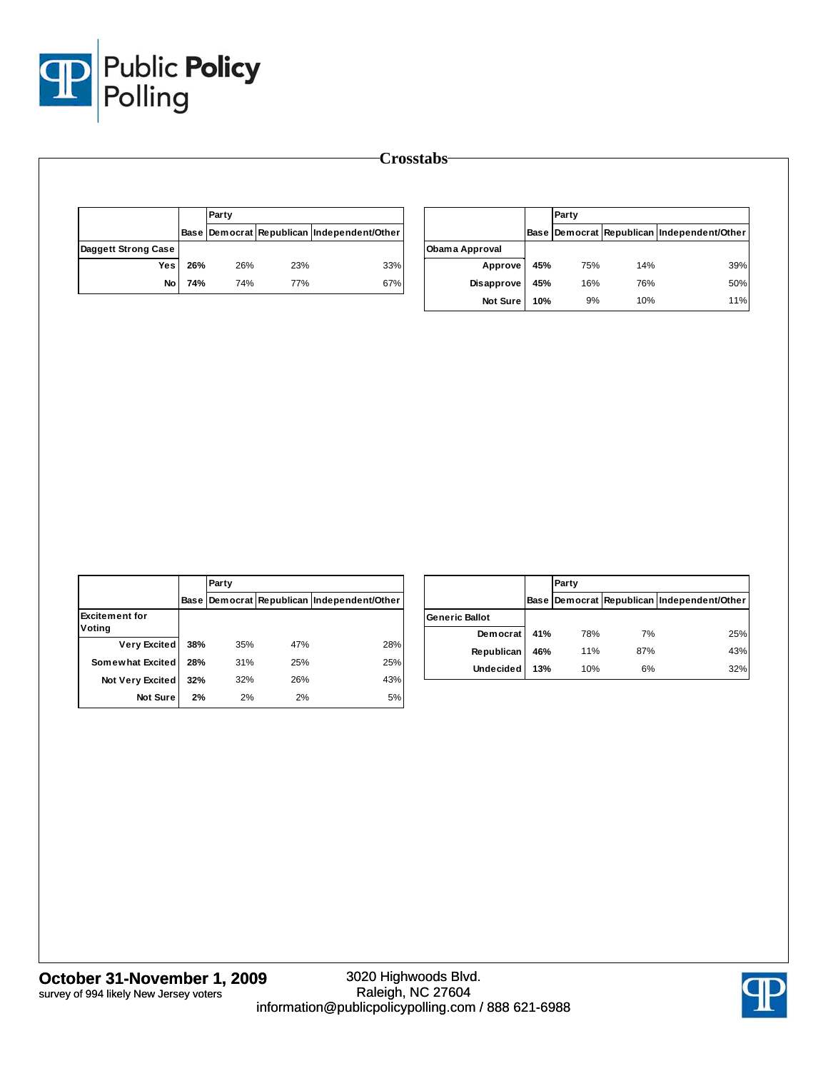# Crosstabs

| | Base | Party | | |
|---|---|---|---|---|
| | | Democrat | Republican | Independent/Other |
| **Daggett Strong Case** | | | | |
| Yes | **26%** | 26% | 23% | 33% |
| No | **74%** | 74% | 77% | 67% |

| | Base | Party | | |
|---|---|---|---|---|
| | | Democrat | Republican | Independent/Other |
| **Obama Approval** | | | | |
| Approve | **45%** | 75% | 14% | 39% |
| Disapprove | **45%** | 16% | 76% | 50% |
| Not Sure | **10%** | 9% | 10% | 11% |

| | Base | Party | | |
|---|---|---|---|---|
| | | Democrat | Republican | Independent/Other |
| **Excitement for Voting** | | | | |
| Very Excited | **38%** | 35% | 47% | 28% |
| Somewhat Excited | **28%** | 31% | 25% | 25% |
| Not Very Excited | **32%** | 32% | 26% | 43% |
| Not Sure | **2%** | 2% | 2% | 5% |

| | Base | Party | | |
|---|---|---|---|---|
| | | Democrat | Republican | Independent/Other |
| **Generic Ballot** | | | | |
| Democrat | **41%** | 78% | 7% | 25% |
| Republican | **46%** | 11% | 87% | 43% |
| Undecided | **13%** | 10% | 6% | 32% |

**October 31-November 1, 2009**
survey of 994 likely New Jersey voters

3020 Highwoods Blvd.
Raleigh, NC 27604
information@publicpolicypolling.com / 888 621-6988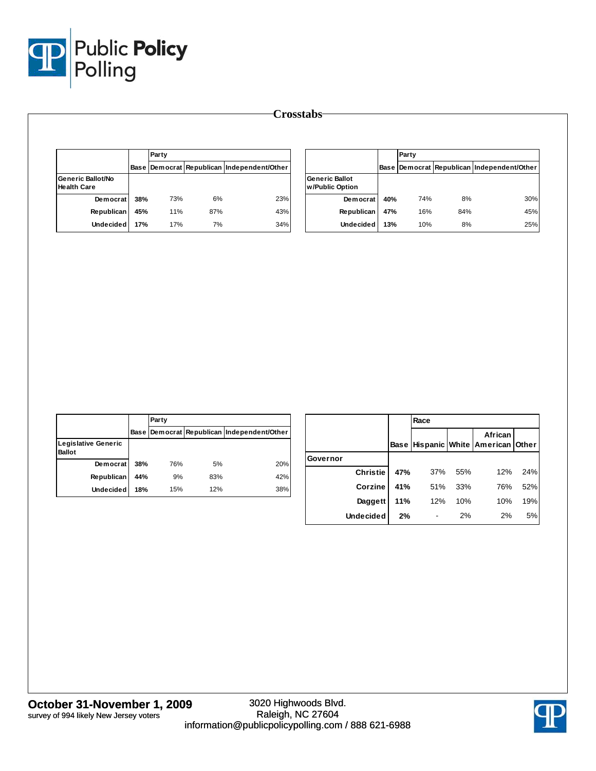Public Policy Polling

## Crosstabs

| Generic Ballot/No Health Care | Base | Party: Democrat | Republican | Independent/Other |
|---|---|---|---|---|
| Democrat | **38%** | 73% | 6% | 23% |
| Republican | **45%** | 11% | 87% | 43% |
| Undecided | **17%** | 17% | 7% | 34% |

| Generic Ballot w/Public Option | Base | Party: Democrat | Republican | Independent/Other |
|---|---|---|---|---|
| Democrat | **40%** | 74% | 8% | 30% |
| Republican | **47%** | 16% | 84% | 45% |
| Undecided | **13%** | 10% | 8% | 25% |

| Legislative Generic Ballot | Base | Party: Democrat | Republican | Independent/Other |
|---|---|---|---|---|
| Democrat | **38%** | 76% | 5% | 20% |
| Republican | **44%** | 9% | 83% | 42% |
| Undecided | **18%** | 15% | 12% | 38% |

| Governor | Base | Race: Hispanic | White | African American | Other |
|---|---|---|---|---|---|
| Christie | **47%** | 37% | 55% | 12% | 24% |
| Corzine | **41%** | 51% | 33% | 76% | 52% |
| Daggett | **11%** | 12% | 10% | 10% | 19% |
| Undecided | **2%** | - | 2% | 2% | 5% |

**October 31-November 1, 2009**
survey of 994 likely New Jersey voters

3020 Highwoods Blvd.
Raleigh, NC 27604
information@publicpolicypolling.com / 888 621-6988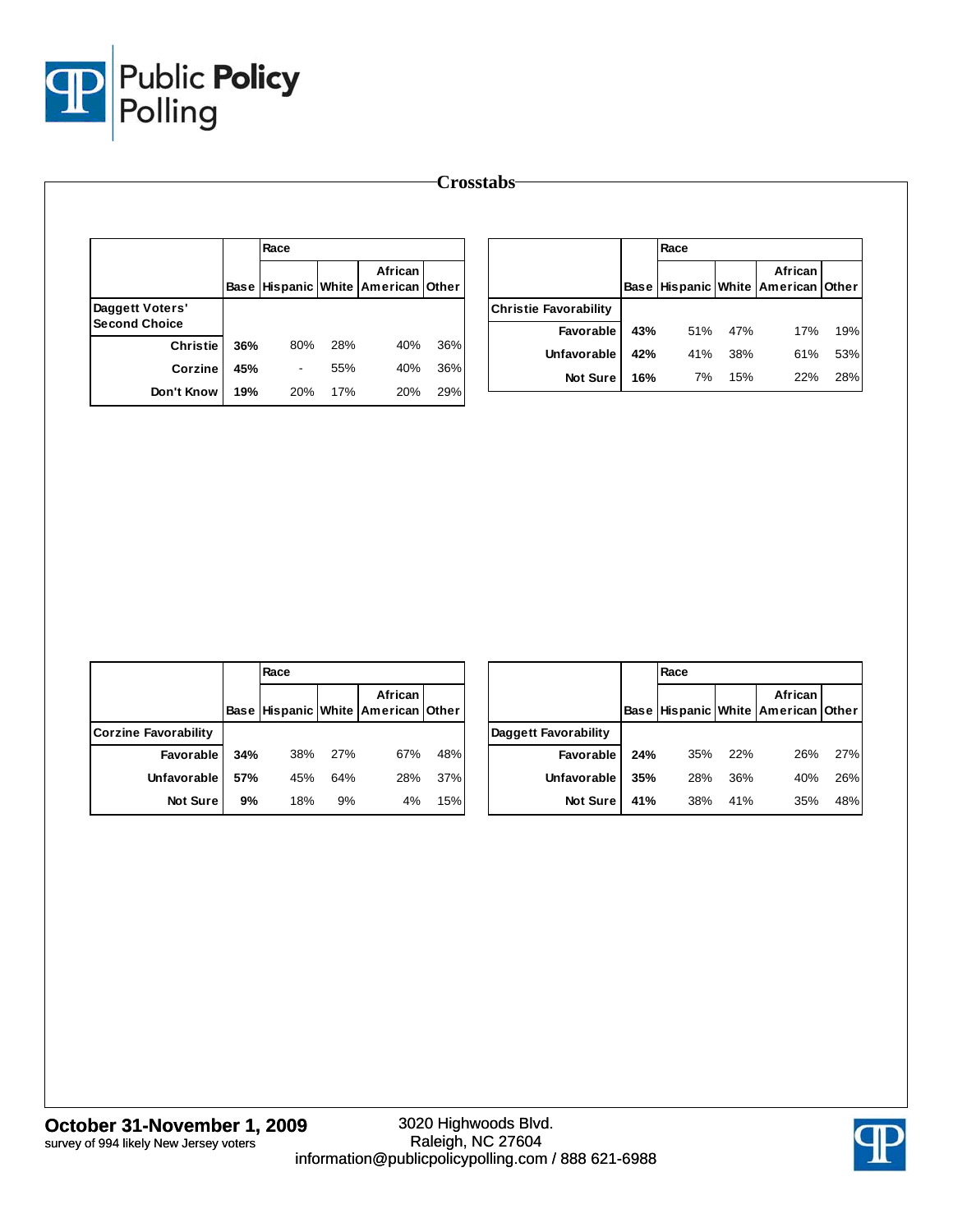# Crosstabs

| | Base | Race | | | |
|---|---|---|---|---|---|
| | | Hispanic | White | African American | Other |
| **Daggett Voters' Second Choice** | | | | | |
| Christie | 36% | 80% | 28% | 40% | 36% |
| Corzine | 45% | - | 55% | 40% | 36% |
| Don't Know | 19% | 20% | 17% | 20% | 29% |

| | Base | Race | | | |
|---|---|---|---|---|---|
| | | Hispanic | White | African American | Other |
| **Christie Favorability** | | | | | |
| Favorable | 43% | 51% | 47% | 17% | 19% |
| Unfavorable | 42% | 41% | 38% | 61% | 53% |
| Not Sure | 16% | 7% | 15% | 22% | 28% |

| | Base | Race | | | |
|---|---|---|---|---|---|
| | | Hispanic | White | African American | Other |
| **Corzine Favorability** | | | | | |
| Favorable | 34% | 38% | 27% | 67% | 48% |
| Unfavorable | 57% | 45% | 64% | 28% | 37% |
| Not Sure | 9% | 18% | 9% | 4% | 15% |

| | Base | Race | | | |
|---|---|---|---|---|---|
| | | Hispanic | White | African American | Other |
| **Daggett Favorability** | | | | | |
| Favorable | 24% | 35% | 22% | 26% | 27% |
| Unfavorable | 35% | 28% | 36% | 40% | 26% |
| Not Sure | 41% | 38% | 41% | 35% | 48% |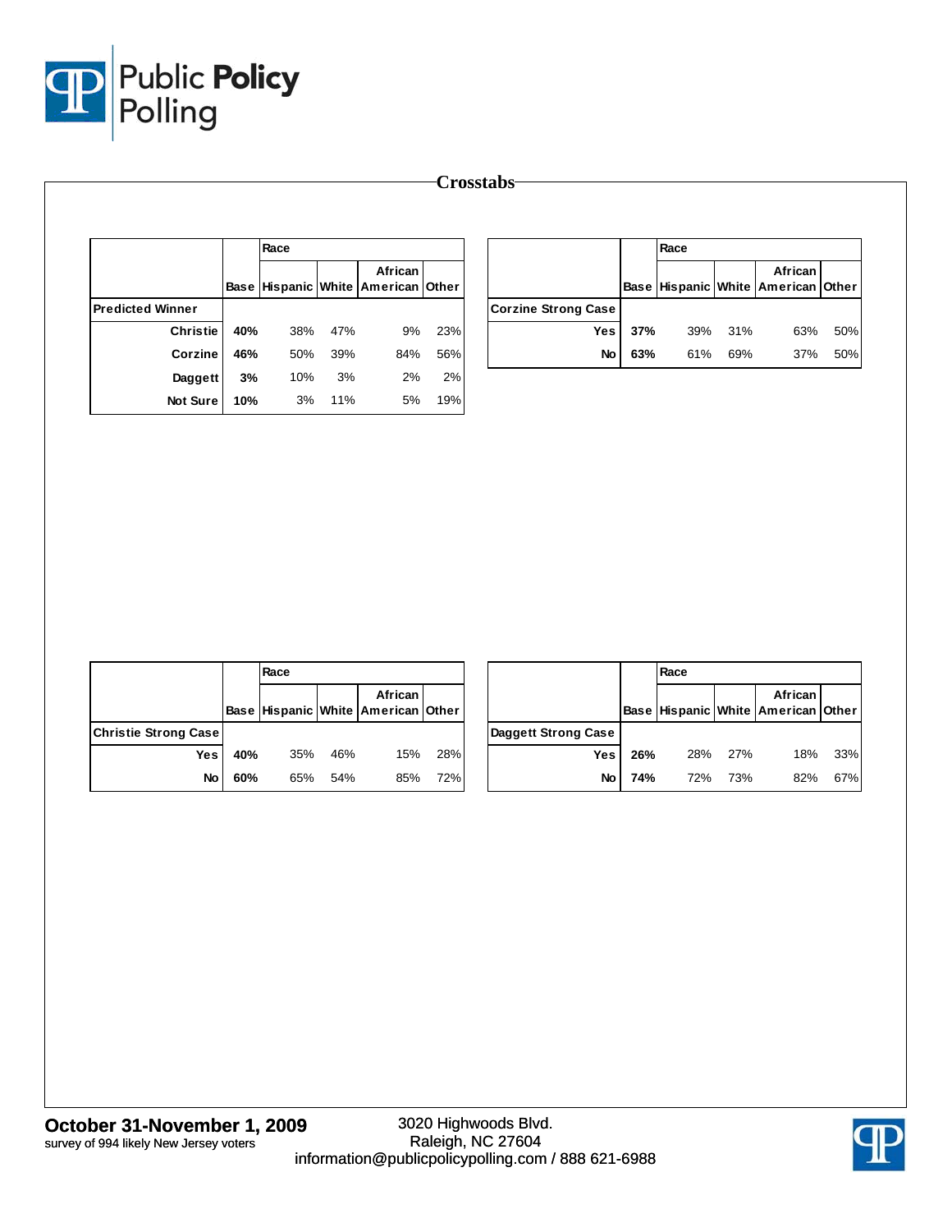## Crosstabs

| | Base | Race | | | |
|---|---|---|---|---|---|
| | | Hispanic | White | African American | Other |
| **Predicted Winner** | | | | | |
| Christie | **40%** | 38% | 47% | 9% | 23% |
| Corzine | **46%** | 50% | 39% | 84% | 56% |
| Daggett | **3%** | 10% | 3% | 2% | 2% |
| Not Sure | **10%** | 3% | 11% | 5% | 19% |

| | Base | Race | | | |
|---|---|---|---|---|---|
| | | Hispanic | White | African American | Other |
| **Corzine Strong Case** | | | | | |
| Yes | **37%** | 39% | 31% | 63% | 50% |
| No | **63%** | 61% | 69% | 37% | 50% |

| | Base | Race | | | |
|---|---|---|---|---|---|
| | | Hispanic | White | African American | Other |
| **Christie Strong Case** | | | | | |
| Yes | **40%** | 35% | 46% | 15% | 28% |
| No | **60%** | 65% | 54% | 85% | 72% |

| | Base | Race | | | |
|---|---|---|---|---|---|
| | | Hispanic | White | African American | Other |
| **Daggett Strong Case** | | | | | |
| Yes | **26%** | 28% | 27% | 18% | 33% |
| No | **74%** | 72% | 73% | 82% | 67% |

**October 31-November 1, 2009**
survey of 994 likely New Jersey voters

3020 Highwoods Blvd.
Raleigh, NC 27604
information@publicpolicypolling.com / 888 621-6988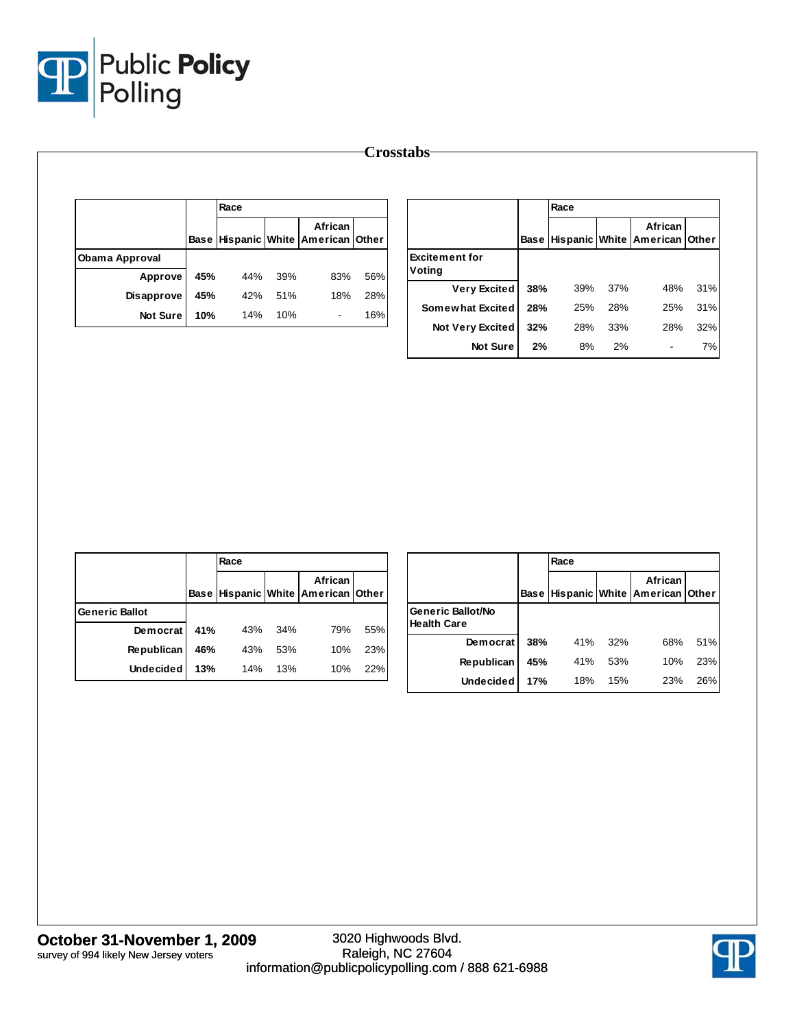## Crosstabs

| | Base | Race | | | |
|---|---|---|---|---|---|
| | | Hispanic | White | African American | Other |
| **Obama Approval** | | | | | |
| Approve | 45% | 44% | 39% | 83% | 56% |
| Disapprove | 45% | 42% | 51% | 18% | 28% |
| Not Sure | 10% | 14% | 10% | - | 16% |

| | Base | Race | | | |
|---|---|---|---|---|---|
| | | Hispanic | White | African American | Other |
| **Excitement for Voting** | | | | | |
| Very Excited | 38% | 39% | 37% | 48% | 31% |
| Somewhat Excited | 28% | 25% | 28% | 25% | 31% |
| Not Very Excited | 32% | 28% | 33% | 28% | 32% |
| Not Sure | 2% | 8% | 2% | - | 7% |

| | Base | Race | | | |
|---|---|---|---|---|---|
| | | Hispanic | White | African American | Other |
| **Generic Ballot** | | | | | |
| Democrat | 41% | 43% | 34% | 79% | 55% |
| Republican | 46% | 43% | 53% | 10% | 23% |
| Undecided | 13% | 14% | 13% | 10% | 22% |

| | Base | Race | | | |
|---|---|---|---|---|---|
| | | Hispanic | White | African American | Other |
| **Generic Ballot/No Health Care** | | | | | |
| Democrat | 38% | 41% | 32% | 68% | 51% |
| Republican | 45% | 41% | 53% | 10% | 23% |
| Undecided | 17% | 18% | 15% | 23% | 26% |

**October 31-November 1, 2009**
survey of 994 likely New Jersey voters

3020 Highwoods Blvd.
Raleigh, NC 27604
information@publicpolicypolling.com / 888 621-6988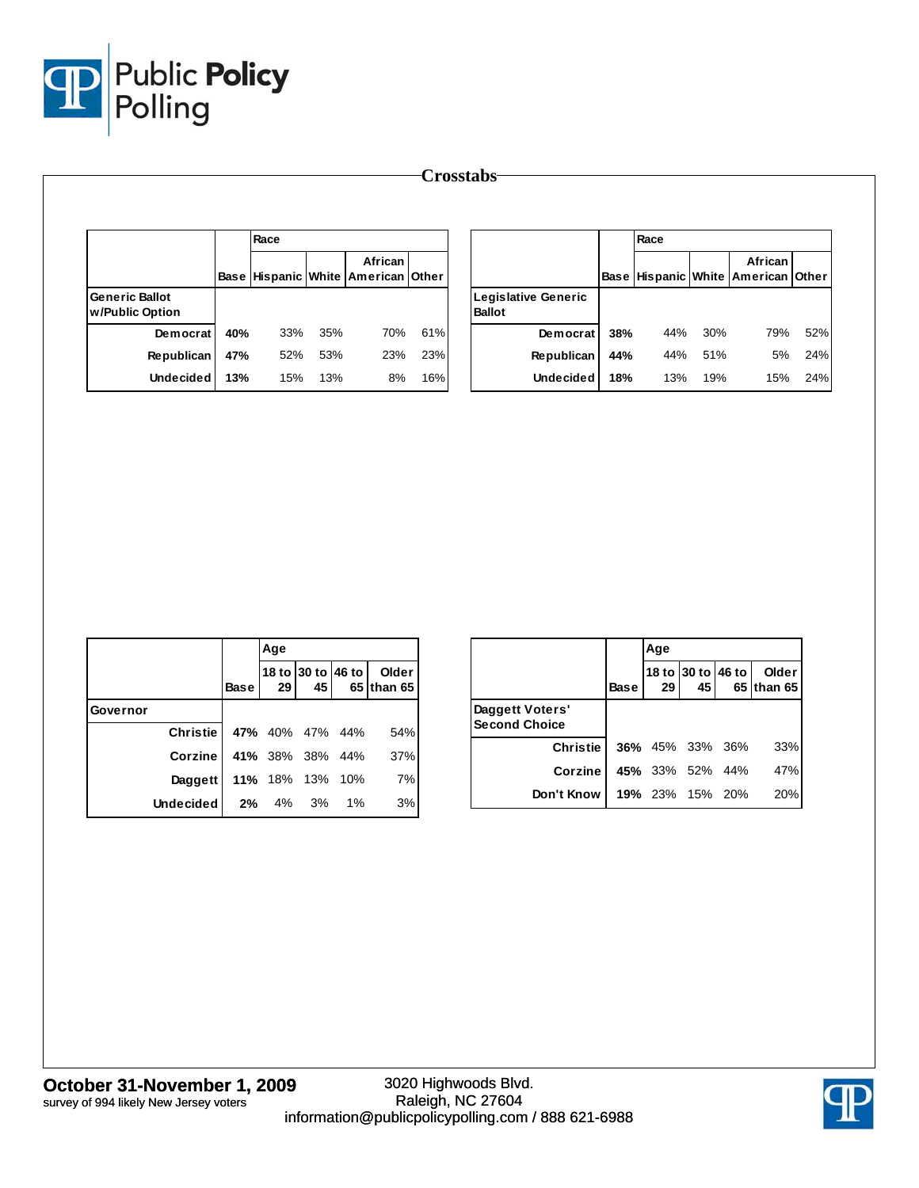# Crosstabs

| | | Race | | | |
|---|---|---|---|---|---|
| | Base | Hispanic | White | African American | Other |
| **Generic Ballot w/Public Option** | | | | | |
| Democrat | 40% | 33% | 35% | 70% | 61% |
| Republican | 47% | 52% | 53% | 23% | 23% |
| Undecided | 13% | 15% | 13% | 8% | 16% |

| | | Race | | | |
|---|---|---|---|---|---|
| | Base | Hispanic | White | African American | Other |
| **Legislative Generic Ballot** | | | | | |
| Democrat | 38% | 44% | 30% | 79% | 52% |
| Republican | 44% | 44% | 51% | 5% | 24% |
| Undecided | 18% | 13% | 19% | 15% | 24% |

| | | Age | | | |
|---|---|---|---|---|---|
| | Base | 18 to 29 | 30 to 45 | 46 to 65 | Older than 65 |
| **Governor** | | | | | |
| Christie | 47% | 40% | 47% | 44% | 54% |
| Corzine | 41% | 38% | 38% | 44% | 37% |
| Daggett | 11% | 18% | 13% | 10% | 7% |
| Undecided | 2% | 4% | 3% | 1% | 3% |

| | | Age | | | |
|---|---|---|---|---|---|
| | Base | 18 to 29 | 30 to 45 | 46 to 65 | Older than 65 |
| **Daggett Voters' Second Choice** | | | | | |
| Christie | 36% | 45% | 33% | 36% | 33% |
| Corzine | 45% | 33% | 52% | 44% | 47% |
| Don't Know | 19% | 23% | 15% | 20% | 20% |

**October 31-November 1, 2009**
survey of 994 likely New Jersey voters

3020 Highwoods Blvd.
Raleigh, NC 27604
information@publicpolicypolling.com / 888 621-6988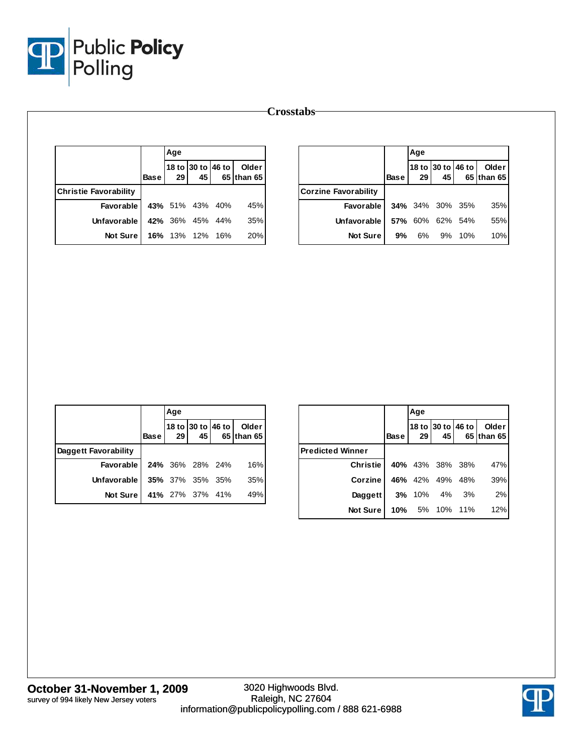# Crosstabs

| | Base | Age | | | |
|---|---|---|---|---|---|
| | | 18 to 29 | 30 to 45 | 46 to 65 | Older than 65 |
| **Christie Favorability** | | | | | |
| Favorable | 43% | 51% | 43% | 40% | 45% |
| Unfavorable | 42% | 36% | 45% | 44% | 35% |
| Not Sure | 16% | 13% | 12% | 16% | 20% |

| | Base | Age | | | |
|---|---|---|---|---|---|
| | | 18 to 29 | 30 to 45 | 46 to 65 | Older than 65 |
| **Corzine Favorability** | | | | | |
| Favorable | 34% | 34% | 30% | 35% | 35% |
| Unfavorable | 57% | 60% | 62% | 54% | 55% |
| Not Sure | 9% | 6% | 9% | 10% | 10% |

| | Base | Age | | | |
|---|---|---|---|---|---|
| | | 18 to 29 | 30 to 45 | 46 to 65 | Older than 65 |
| **Daggett Favorability** | | | | | |
| Favorable | 24% | 36% | 28% | 24% | 16% |
| Unfavorable | 35% | 37% | 35% | 35% | 35% |
| Not Sure | 41% | 27% | 37% | 41% | 49% |

| | Base | Age | | | |
|---|---|---|---|---|---|
| | | 18 to 29 | 30 to 45 | 46 to 65 | Older than 65 |
| **Predicted Winner** | | | | | |
| Christie | 40% | 43% | 38% | 38% | 47% |
| Corzine | 46% | 42% | 49% | 48% | 39% |
| Daggett | 3% | 10% | 4% | 3% | 2% |
| Not Sure | 10% | 5% | 10% | 11% | 12% |

**October 31-November 1, 2009**
survey of 994 likely New Jersey voters

3020 Highwoods Blvd.
Raleigh, NC 27604
information@publicpolicypolling.com / 888 621-6988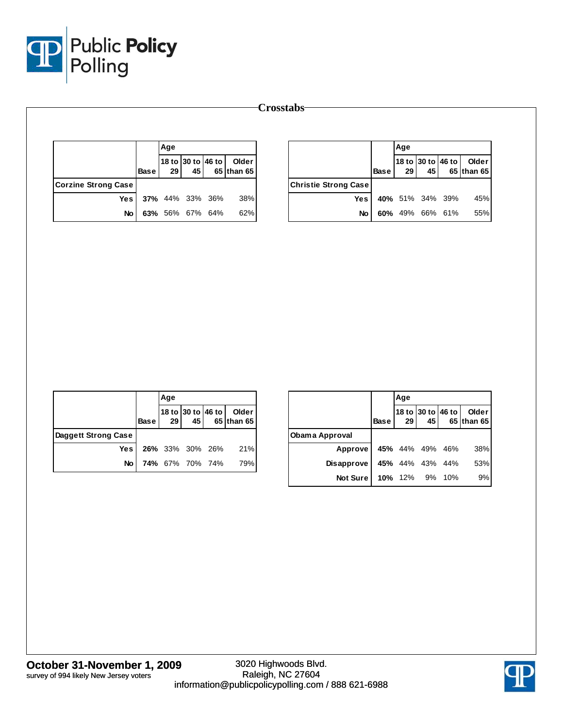# Crosstabs

| | Base | Age | | | |
|---|---|---|---|---|---|
| | | 18 to 29 | 30 to 45 | 46 to 65 | Older than 65 |
| **Corzine Strong Case** | | | | | |
| Yes | **37%** | 44% | 33% | 36% | 38% |
| No | **63%** | 56% | 67% | 64% | 62% |

| | Base | Age | | | |
|---|---|---|---|---|---|
| | | 18 to 29 | 30 to 45 | 46 to 65 | Older than 65 |
| **Christie Strong Case** | | | | | |
| Yes | **40%** | 51% | 34% | 39% | 45% |
| No | **60%** | 49% | 66% | 61% | 55% |

| | Base | Age | | | |
|---|---|---|---|---|---|
| | | 18 to 29 | 30 to 45 | 46 to 65 | Older than 65 |
| **Daggett Strong Case** | | | | | |
| Yes | **26%** | 33% | 30% | 26% | 21% |
| No | **74%** | 67% | 70% | 74% | 79% |

| | Base | Age | | | |
|---|---|---|---|---|---|
| | | 18 to 29 | 30 to 45 | 46 to 65 | Older than 65 |
| **Obama Approval** | | | | | |
| Approve | **45%** | 44% | 49% | 46% | 38% |
| Disapprove | **45%** | 44% | 43% | 44% | 53% |
| Not Sure | **10%** | 12% | 9% | 10% | 9% |

**October 31-November 1, 2009**
survey of 994 likely New Jersey voters

3020 Highwoods Blvd.
Raleigh, NC 27604
information@publicpolicypolling.com / 888 621-6988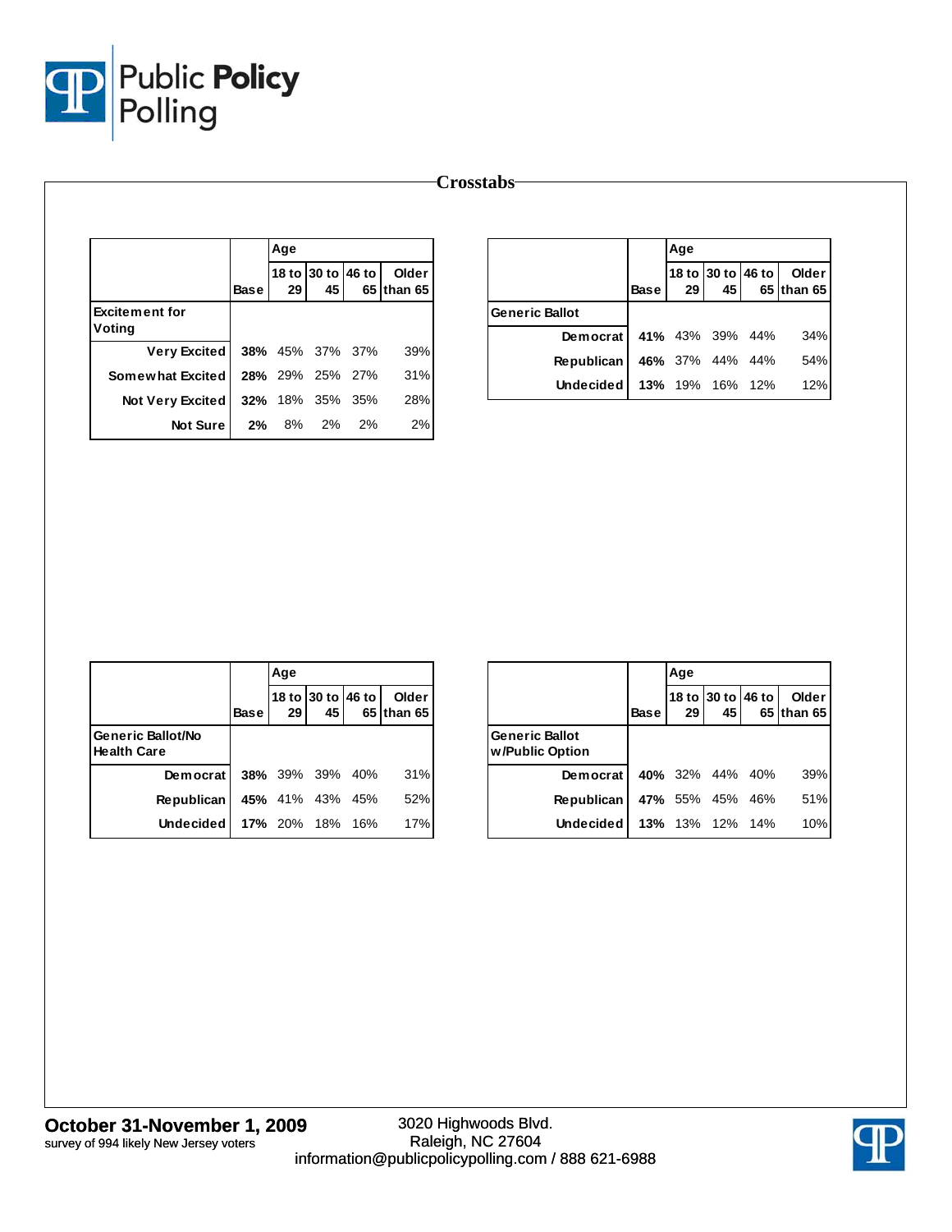Crosstabs

| Excitement for Voting | Base | Age: 18 to 29 | 30 to 45 | 46 to 65 | Older than 65 |
|---|---|---|---|---|---|
| Very Excited | **38%** | 45% | 37% | 37% | 39% |
| Somewhat Excited | **28%** | 29% | 25% | 27% | 31% |
| Not Very Excited | **32%** | 18% | 35% | 35% | 28% |
| Not Sure | **2%** | 8% | 2% | 2% | 2% |

| Generic Ballot | Base | Age: 18 to 29 | 30 to 45 | 46 to 65 | Older than 65 |
|---|---|---|---|---|---|
| Democrat | **41%** | 43% | 39% | 44% | 34% |
| Republican | **46%** | 37% | 44% | 44% | 54% |
| Undecided | **13%** | 19% | 16% | 12% | 12% |

| Generic Ballot/No Health Care | Base | Age: 18 to 29 | 30 to 45 | 46 to 65 | Older than 65 |
|---|---|---|---|---|---|
| Democrat | **38%** | 39% | 39% | 40% | 31% |
| Republican | **45%** | 41% | 43% | 45% | 52% |
| Undecided | **17%** | 20% | 18% | 16% | 17% |

| Generic Ballot w/Public Option | Base | Age: 18 to 29 | 30 to 45 | 46 to 65 | Older than 65 |
|---|---|---|---|---|---|
| Democrat | **40%** | 32% | 44% | 40% | 39% |
| Republican | **47%** | 55% | 45% | 46% | 51% |
| Undecided | **13%** | 13% | 12% | 14% | 10% |

**October 31-November 1, 2009**
survey of 994 likely New Jersey voters

3020 Highwoods Blvd.
Raleigh, NC 27604
information@publicpolicypolling.com / 888 621-6988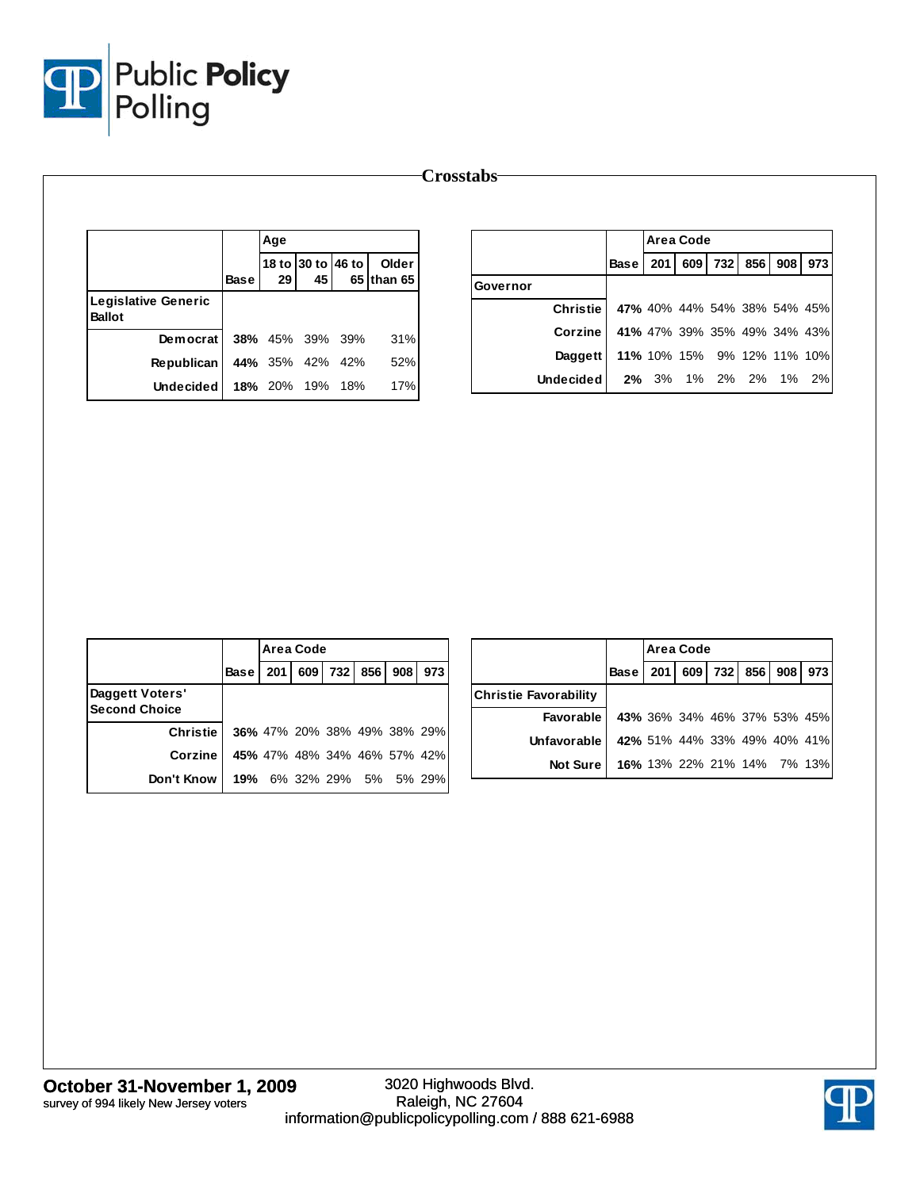Crosstabs

| | Base | Age | | | |
|---|---|---|---|---|---|
| | | 18 to 29 | 30 to 45 | 46 to 65 | Older than 65 |
| **Legislative Generic Ballot** | | | | | |
| Democrat | 38% | 45% | 39% | 39% | 31% |
| Republican | 44% | 35% | 42% | 42% | 52% |
| Undecided | 18% | 20% | 19% | 18% | 17% |

| | Base | Area Code | | | | | |
|---|---|---|---|---|---|---|---|
| | | 201 | 609 | 732 | 856 | 908 | 973 |
| **Governor** | | | | | | | |
| Christie | 47% | 40% | 44% | 54% | 38% | 54% | 45% |
| Corzine | 41% | 47% | 39% | 35% | 49% | 34% | 43% |
| Daggett | 11% | 10% | 15% | 9% | 12% | 11% | 10% |
| Undecided | 2% | 3% | 1% | 2% | 2% | 1% | 2% |

| | Base | Area Code | | | | | |
|---|---|---|---|---|---|---|---|
| | | 201 | 609 | 732 | 856 | 908 | 973 |
| **Daggett Voters' Second Choice** | | | | | | | |
| Christie | 36% | 47% | 20% | 38% | 49% | 38% | 29% |
| Corzine | 45% | 47% | 48% | 34% | 46% | 57% | 42% |
| Don't Know | 19% | 6% | 32% | 29% | 5% | 5% | 29% |

| | Base | Area Code | | | | | |
|---|---|---|---|---|---|---|---|
| | | 201 | 609 | 732 | 856 | 908 | 973 |
| **Christie Favorability** | | | | | | | |
| Favorable | 43% | 36% | 34% | 46% | 37% | 53% | 45% |
| Unfavorable | 42% | 51% | 44% | 33% | 49% | 40% | 41% |
| Not Sure | 16% | 13% | 22% | 21% | 14% | 7% | 13% |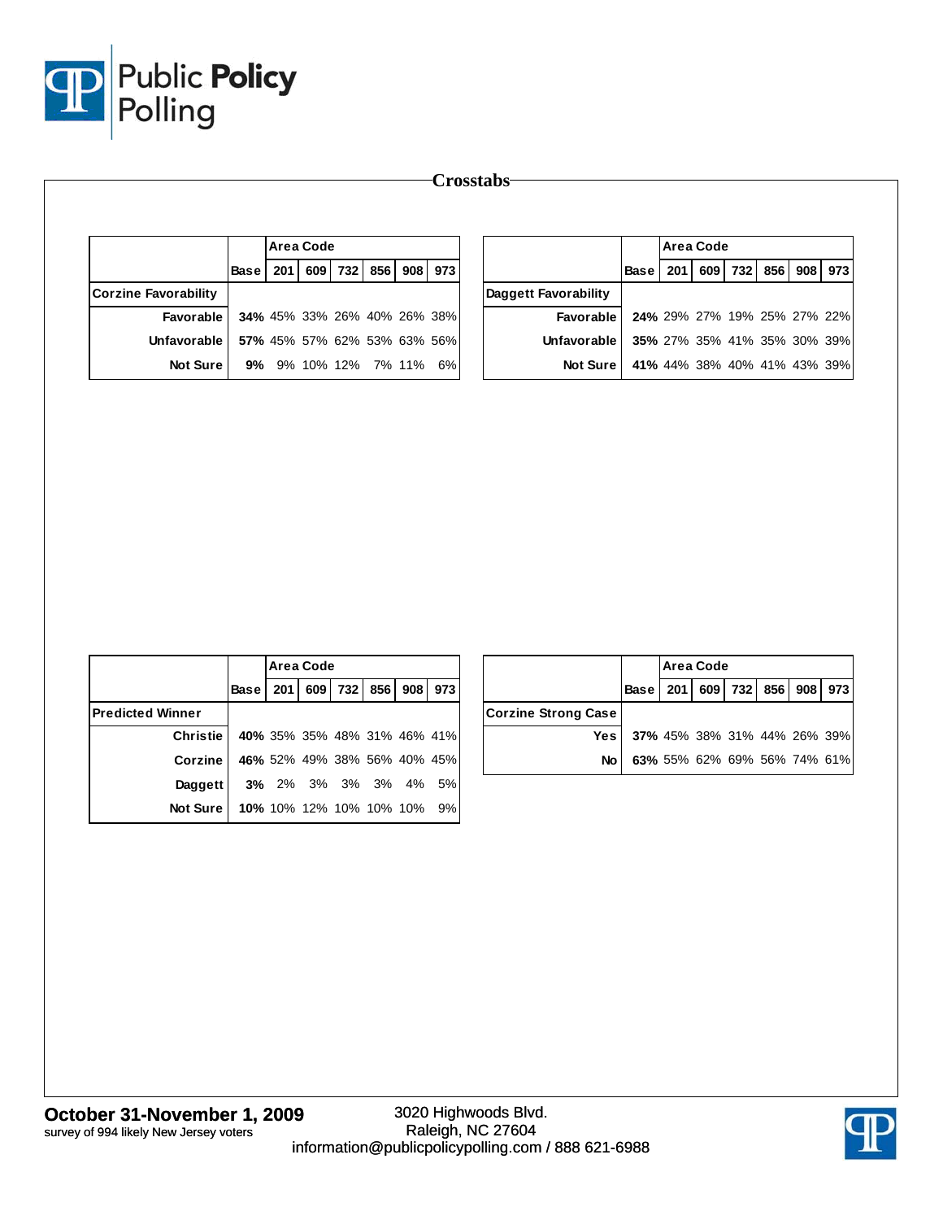# Crosstabs

| | Base | Area Code 201 | 609 | 732 | 856 | 908 | 973 |
|---|---|---|---|---|---|---|---|
| **Corzine Favorability** | | | | | | | |
| Favorable | **34%** | 45% | 33% | 26% | 40% | 26% | 38% |
| Unfavorable | **57%** | 45% | 57% | 62% | 53% | 63% | 56% |
| Not Sure | **9%** | 9% | 10% | 12% | 7% | 11% | 6% |

| | Base | Area Code 201 | 609 | 732 | 856 | 908 | 973 |
|---|---|---|---|---|---|---|---|
| **Daggett Favorability** | | | | | | | |
| Favorable | **24%** | 29% | 27% | 19% | 25% | 27% | 22% |
| Unfavorable | **35%** | 27% | 35% | 41% | 35% | 30% | 39% |
| Not Sure | **41%** | 44% | 38% | 40% | 41% | 43% | 39% |

| | Base | Area Code 201 | 609 | 732 | 856 | 908 | 973 |
|---|---|---|---|---|---|---|---|
| **Predicted Winner** | | | | | | | |
| Christie | **40%** | 35% | 35% | 48% | 31% | 46% | 41% |
| Corzine | **46%** | 52% | 49% | 38% | 56% | 40% | 45% |
| Daggett | **3%** | 2% | 3% | 3% | 3% | 4% | 5% |
| Not Sure | **10%** | 10% | 12% | 10% | 10% | 10% | 9% |

| | Base | Area Code 201 | 609 | 732 | 856 | 908 | 973 |
|---|---|---|---|---|---|---|---|
| **Corzine Strong Case** | | | | | | | |
| Yes | **37%** | 45% | 38% | 31% | 44% | 26% | 39% |
| No | **63%** | 55% | 62% | 69% | 56% | 74% | 61% |

**October 31-November 1, 2009**
survey of 994 likely New Jersey voters

3020 Highwoods Blvd.
Raleigh, NC 27604
information@publicpolicypolling.com / 888 621-6988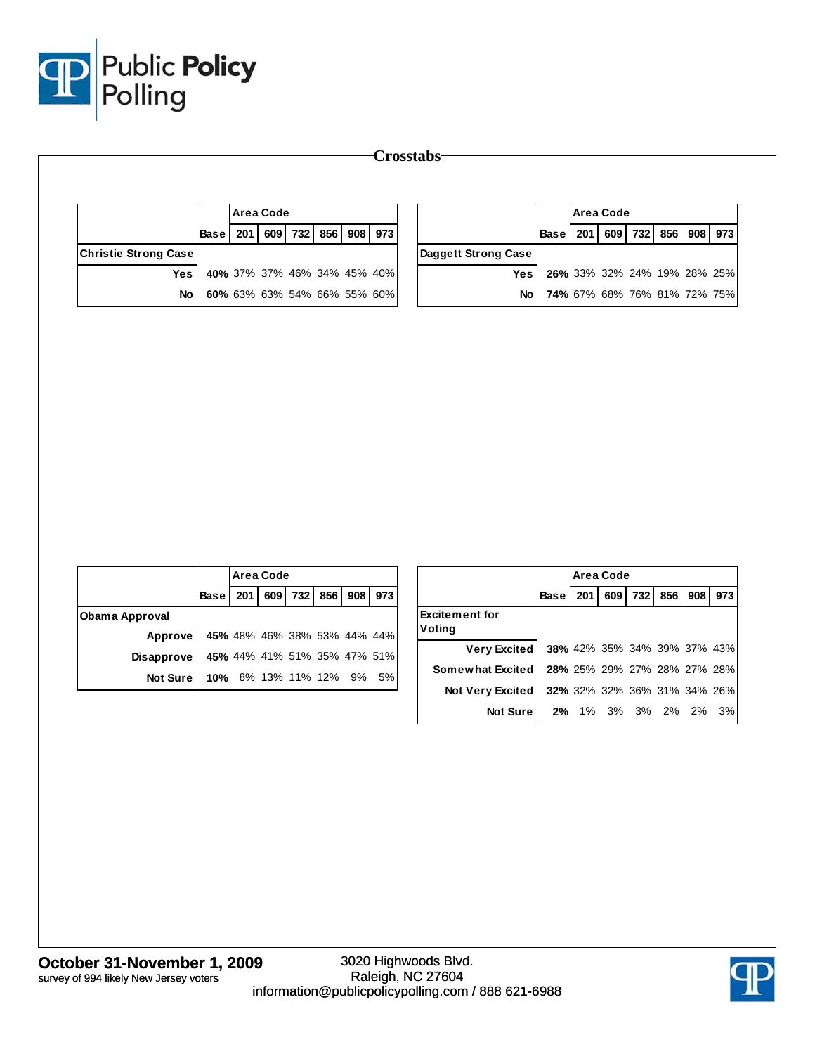## Crosstabs

| | Base | Area Code 201 | 609 | 732 | 856 | 908 | 973 |
|---|---|---|---|---|---|---|---|
| **Christie Strong Case** | | | | | | | |
| Yes | 40% | 37% | 37% | 46% | 34% | 45% | 40% |
| No | 60% | 63% | 63% | 54% | 66% | 55% | 60% |

| | Base | Area Code 201 | 609 | 732 | 856 | 908 | 973 |
|---|---|---|---|---|---|---|---|
| **Daggett Strong Case** | | | | | | | |
| Yes | 26% | 33% | 32% | 24% | 19% | 28% | 25% |
| No | 74% | 67% | 68% | 76% | 81% | 72% | 75% |

| | Base | Area Code 201 | 609 | 732 | 856 | 908 | 973 |
|---|---|---|---|---|---|---|---|
| **Obama Approval** | | | | | | | |
| Approve | 45% | 48% | 46% | 38% | 53% | 44% | 44% |
| Disapprove | 45% | 44% | 41% | 51% | 35% | 47% | 51% |
| Not Sure | 10% | 8% | 13% | 11% | 12% | 9% | 5% |

| | Base | Area Code 201 | 609 | 732 | 856 | 908 | 973 |
|---|---|---|---|---|---|---|---|
| **Excitement for Voting** | | | | | | | |
| Very Excited | 38% | 42% | 35% | 34% | 39% | 37% | 43% |
| Somewhat Excited | 28% | 25% | 29% | 27% | 28% | 27% | 28% |
| Not Very Excited | 32% | 32% | 32% | 36% | 31% | 34% | 26% |
| Not Sure | 2% | 1% | 3% | 3% | 2% | 2% | 3% |

**October 31-November 1, 2009**
survey of 994 likely New Jersey voters

3020 Highwoods Blvd.
Raleigh, NC 27604
information@publicpolicypolling.com / 888 621-6988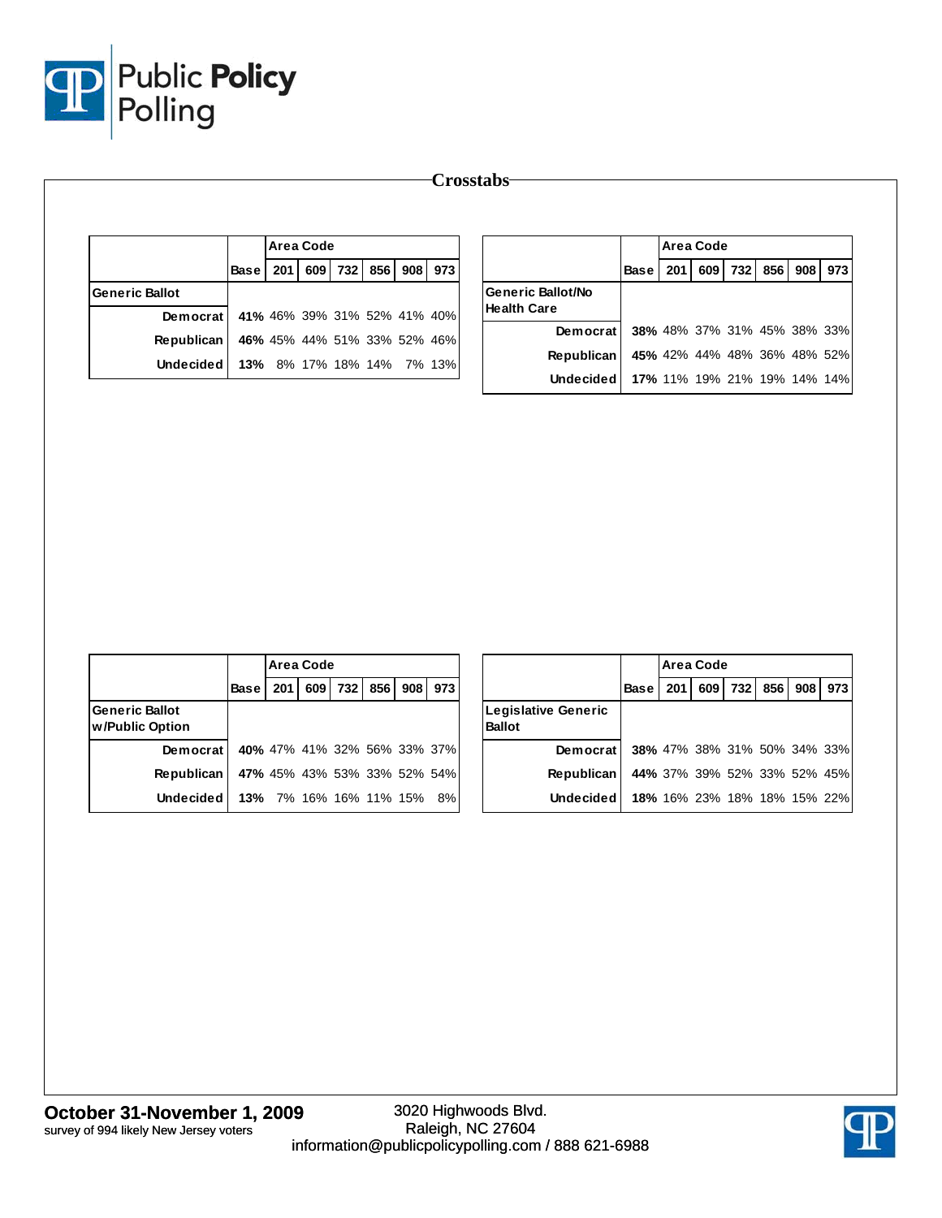## Crosstabs

| | | Area Code | | | | | |
|---|---|---|---|---|---|---|---|
| | Base | 201 | 609 | 732 | 856 | 908 | 973 |
| **Generic Ballot** | | | | | | | |
| Democrat | **41%** | 46% | 39% | 31% | 52% | 41% | 40% |
| Republican | **46%** | 45% | 44% | 51% | 33% | 52% | 46% |
| Undecided | **13%** | 8% | 17% | 18% | 14% | 7% | 13% |

| | | Area Code | | | | | |
|---|---|---|---|---|---|---|---|
| | Base | 201 | 609 | 732 | 856 | 908 | 973 |
| **Generic Ballot/No Health Care** | | | | | | | |
| Democrat | **38%** | 48% | 37% | 31% | 45% | 38% | 33% |
| Republican | **45%** | 42% | 44% | 48% | 36% | 48% | 52% |
| Undecided | **17%** | 11% | 19% | 21% | 19% | 14% | 14% |

| | | Area Code | | | | | |
|---|---|---|---|---|---|---|---|
| | Base | 201 | 609 | 732 | 856 | 908 | 973 |
| **Generic Ballot w/Public Option** | | | | | | | |
| Democrat | **40%** | 47% | 41% | 32% | 56% | 33% | 37% |
| Republican | **47%** | 45% | 43% | 53% | 33% | 52% | 54% |
| Undecided | **13%** | 7% | 16% | 16% | 11% | 15% | 8% |

| | | Area Code | | | | | |
|---|---|---|---|---|---|---|---|
| | Base | 201 | 609 | 732 | 856 | 908 | 973 |
| **Legislative Generic Ballot** | | | | | | | |
| Democrat | **38%** | 47% | 38% | 31% | 50% | 34% | 33% |
| Republican | **44%** | 37% | 39% | 52% | 33% | 52% | 45% |
| Undecided | **18%** | 16% | 23% | 18% | 18% | 15% | 22% |

**October 31-November 1, 2009**
survey of 994 likely New Jersey voters

3020 Highwoods Blvd.
Raleigh, NC 27604
information@publicpolicypolling.com / 888 621-6988